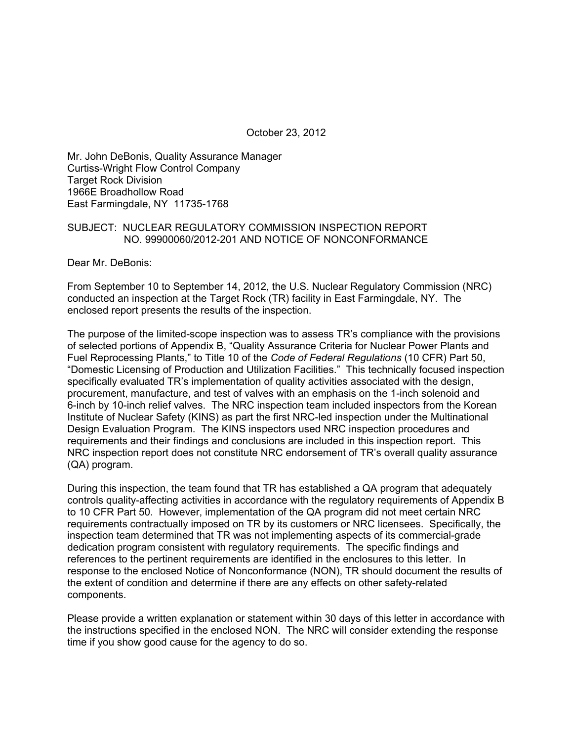October 23, 2012

Mr. John DeBonis, Quality Assurance Manager
Curtiss-Wright Flow Control Company
Target Rock Division
1966E Broadhollow Road
East Farmingdale, NY 11735-1768

SUBJECT: NUCLEAR REGULATORY COMMISSION INSPECTION REPORT NO. 99900060/2012-201 AND NOTICE OF NONCONFORMANCE

Dear Mr. DeBonis:

From September 10 to September 14, 2012, the U.S. Nuclear Regulatory Commission (NRC) conducted an inspection at the Target Rock (TR) facility in East Farmingdale, NY. The enclosed report presents the results of the inspection.

The purpose of the limited-scope inspection was to assess TR's compliance with the provisions of selected portions of Appendix B, "Quality Assurance Criteria for Nuclear Power Plants and Fuel Reprocessing Plants," to Title 10 of the *Code of Federal Regulations* (10 CFR) Part 50, "Domestic Licensing of Production and Utilization Facilities." This technically focused inspection specifically evaluated TR's implementation of quality activities associated with the design, procurement, manufacture, and test of valves with an emphasis on the 1-inch solenoid and 6-inch by 10-inch relief valves. The NRC inspection team included inspectors from the Korean Institute of Nuclear Safety (KINS) as part the first NRC-led inspection under the Multinational Design Evaluation Program. The KINS inspectors used NRC inspection procedures and requirements and their findings and conclusions are included in this inspection report. This NRC inspection report does not constitute NRC endorsement of TR's overall quality assurance (QA) program.

During this inspection, the team found that TR has established a QA program that adequately controls quality-affecting activities in accordance with the regulatory requirements of Appendix B to 10 CFR Part 50. However, implementation of the QA program did not meet certain NRC requirements contractually imposed on TR by its customers or NRC licensees. Specifically, the inspection team determined that TR was not implementing aspects of its commercial-grade dedication program consistent with regulatory requirements. The specific findings and references to the pertinent requirements are identified in the enclosures to this letter. In response to the enclosed Notice of Nonconformance (NON), TR should document the results of the extent of condition and determine if there are any effects on other safety-related components.

Please provide a written explanation or statement within 30 days of this letter in accordance with the instructions specified in the enclosed NON. The NRC will consider extending the response time if you show good cause for the agency to do so.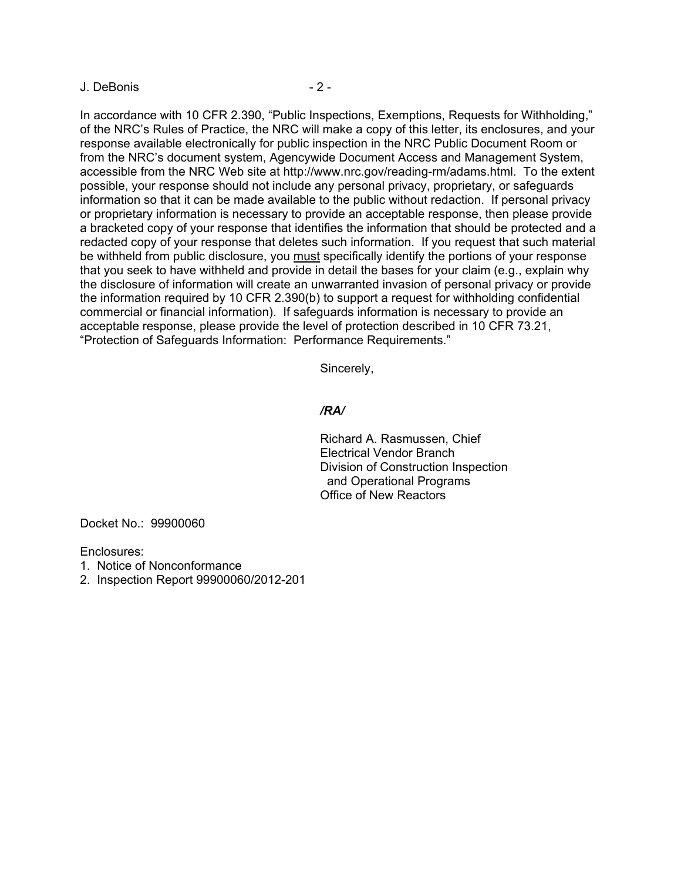In accordance with 10 CFR 2.390, "Public Inspections, Exemptions, Requests for Withholding," of the NRC's Rules of Practice, the NRC will make a copy of this letter, its enclosures, and your response available electronically for public inspection in the NRC Public Document Room or from the NRC's document system, Agencywide Document Access and Management System, accessible from the NRC Web site at http://www.nrc.gov/reading-rm/adams.html. To the extent possible, your response should not include any personal privacy, proprietary, or safeguards information so that it can be made available to the public without redaction. If personal privacy or proprietary information is necessary to provide an acceptable response, then please provide a bracketed copy of your response that identifies the information that should be protected and a redacted copy of your response that deletes such information. If you request that such material be withheld from public disclosure, you <u>must</u> specifically identify the portions of your response that you seek to have withheld and provide in detail the bases for your claim (e.g., explain why the disclosure of information will create an unwarranted invasion of personal privacy or provide the information required by 10 CFR 2.390(b) to support a request for withholding confidential commercial or financial information). If safeguards information is necessary to provide an acceptable response, please provide the level of protection described in 10 CFR 73.21, "Protection of Safeguards Information: Performance Requirements."

Sincerely,

***/RA/***

Richard A. Rasmussen, Chief
Electrical Vendor Branch
Division of Construction Inspection
and Operational Programs
Office of New Reactors

Docket No.: 99900060

Enclosures:
1. Notice of Nonconformance
2. Inspection Report 99900060/2012-201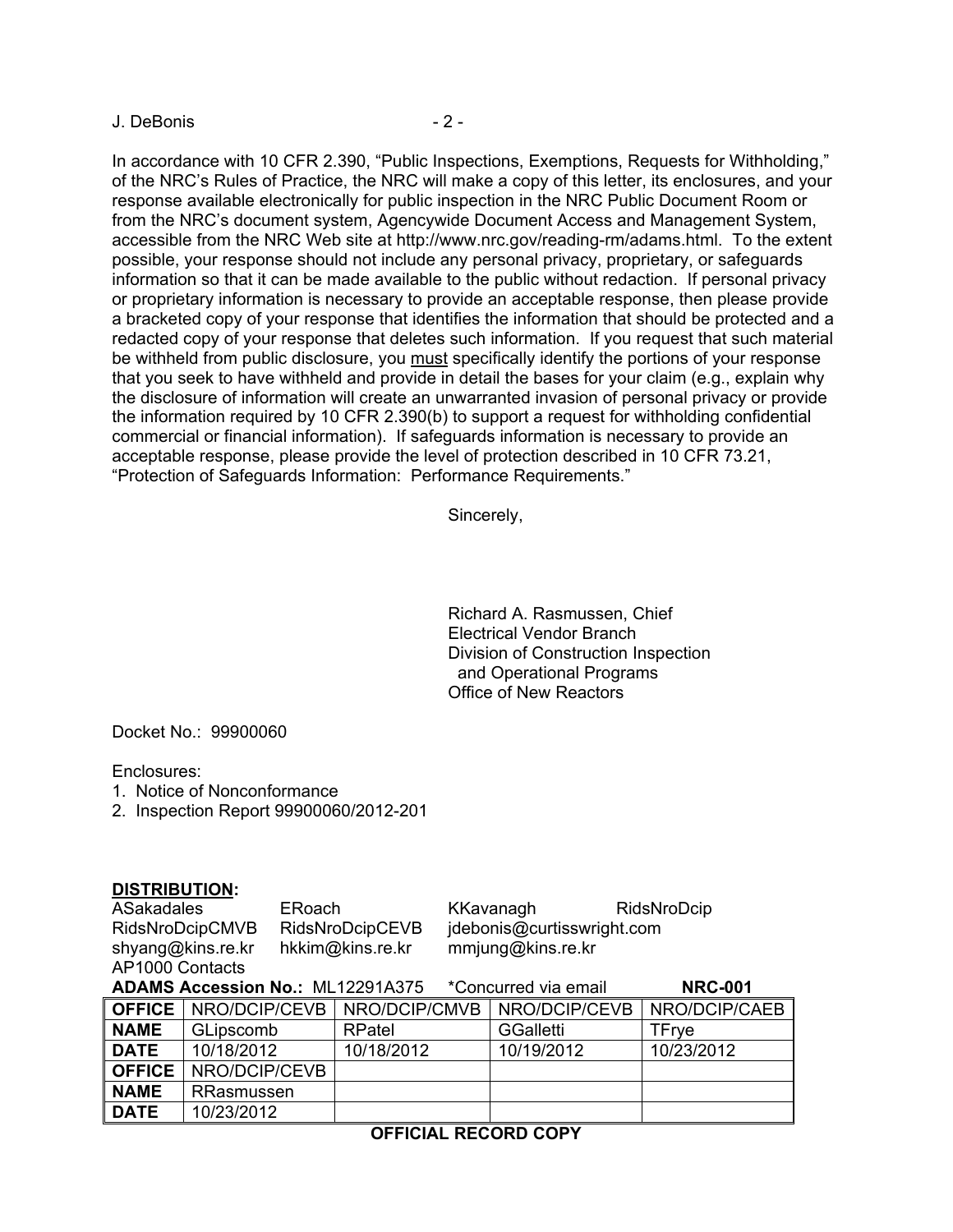In accordance with 10 CFR 2.390, "Public Inspections, Exemptions, Requests for Withholding," of the NRC's Rules of Practice, the NRC will make a copy of this letter, its enclosures, and your response available electronically for public inspection in the NRC Public Document Room or from the NRC's document system, Agencywide Document Access and Management System, accessible from the NRC Web site at http://www.nrc.gov/reading-rm/adams.html. To the extent possible, your response should not include any personal privacy, proprietary, or safeguards information so that it can be made available to the public without redaction. If personal privacy or proprietary information is necessary to provide an acceptable response, then please provide a bracketed copy of your response that identifies the information that should be protected and a redacted copy of your response that deletes such information. If you request that such material be withheld from public disclosure, you must specifically identify the portions of your response that you seek to have withheld and provide in detail the bases for your claim (e.g., explain why the disclosure of information will create an unwarranted invasion of personal privacy or provide the information required by 10 CFR 2.390(b) to support a request for withholding confidential commercial or financial information). If safeguards information is necessary to provide an acceptable response, please provide the level of protection described in 10 CFR 73.21, "Protection of Safeguards Information: Performance Requirements."

Sincerely,

Richard A. Rasmussen, Chief
Electrical Vendor Branch
Division of Construction Inspection
and Operational Programs
Office of New Reactors

Docket No.: 99900060

Enclosures:
1. Notice of Nonconformance
2. Inspection Report 99900060/2012-201

**DISTRIBUTION:**

ASakadales ERoach KKavanagh RidsNroDcip
RidsNroDcipCMVB RidsNroDcipCEVB jdebonis@curtisswright.com
shyang@kins.re.kr hkkim@kins.re.kr mmjung@kins.re.kr
AP1000 Contacts

**ADAMS Accession No.:** ML12291A375 *Concurred via email **NRC-001**

| **OFFICE** | NRO/DCIP/CEVB | NRO/DCIP/CMVB | NRO/DCIP/CEVB | NRO/DCIP/CAEB |
|---|---|---|---|---|
| **NAME** | GLipscomb | RPatel | GGalletti | TFrye |
| **DATE** | 10/18/2012 | 10/18/2012 | 10/19/2012 | 10/23/2012 |
| **OFFICE** | NRO/DCIP/CEVB | | | |
| **NAME** | RRasmussen | | | |
| **DATE** | 10/23/2012 | | | |

**OFFICIAL RECORD COPY**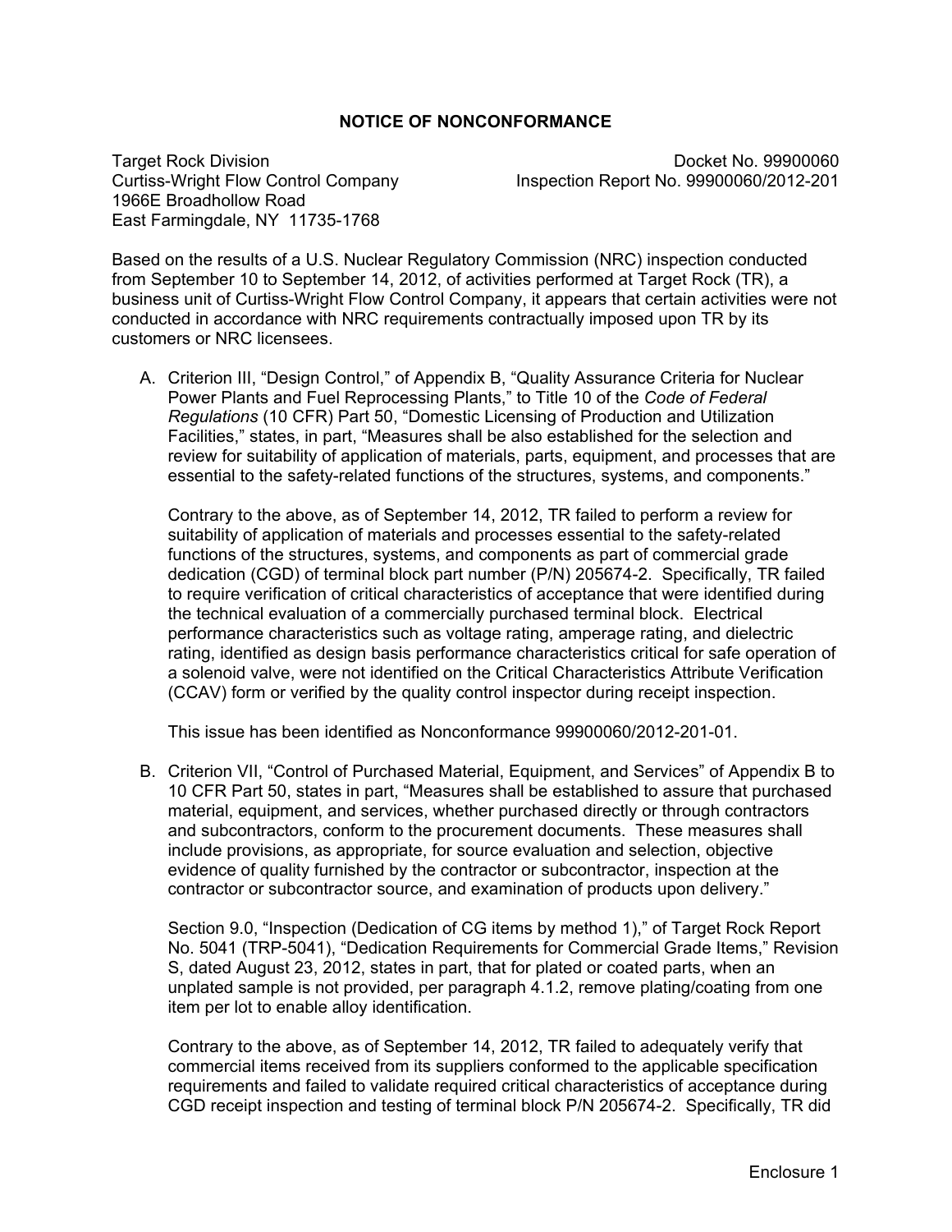# NOTICE OF NONCONFORMANCE

Target Rock Division
Curtiss-Wright Flow Control Company
1966E Broadhollow Road
East Farmingdale, NY 11735-1768

Docket No. 99900060
Inspection Report No. 99900060/2012-201

Based on the results of a U.S. Nuclear Regulatory Commission (NRC) inspection conducted from September 10 to September 14, 2012, of activities performed at Target Rock (TR), a business unit of Curtiss-Wright Flow Control Company, it appears that certain activities were not conducted in accordance with NRC requirements contractually imposed upon TR by its customers or NRC licensees.

A. Criterion III, "Design Control," of Appendix B, "Quality Assurance Criteria for Nuclear Power Plants and Fuel Reprocessing Plants," to Title 10 of the *Code of Federal Regulations* (10 CFR) Part 50, "Domestic Licensing of Production and Utilization Facilities," states, in part, "Measures shall be also established for the selection and review for suitability of application of materials, parts, equipment, and processes that are essential to the safety-related functions of the structures, systems, and components."

   Contrary to the above, as of September 14, 2012, TR failed to perform a review for suitability of application of materials and processes essential to the safety-related functions of the structures, systems, and components as part of commercial grade dedication (CGD) of terminal block part number (P/N) 205674-2. Specifically, TR failed to require verification of critical characteristics of acceptance that were identified during the technical evaluation of a commercially purchased terminal block. Electrical performance characteristics such as voltage rating, amperage rating, and dielectric rating, identified as design basis performance characteristics critical for safe operation of a solenoid valve, were not identified on the Critical Characteristics Attribute Verification (CCAV) form or verified by the quality control inspector during receipt inspection.

   This issue has been identified as Nonconformance 99900060/2012-201-01.

B. Criterion VII, "Control of Purchased Material, Equipment, and Services" of Appendix B to 10 CFR Part 50, states in part, "Measures shall be established to assure that purchased material, equipment, and services, whether purchased directly or through contractors and subcontractors, conform to the procurement documents. These measures shall include provisions, as appropriate, for source evaluation and selection, objective evidence of quality furnished by the contractor or subcontractor, inspection at the contractor or subcontractor source, and examination of products upon delivery."

   Section 9.0, "Inspection (Dedication of CG items by method 1)," of Target Rock Report No. 5041 (TRP-5041), "Dedication Requirements for Commercial Grade Items," Revision S, dated August 23, 2012, states in part, that for plated or coated parts, when an unplated sample is not provided, per paragraph 4.1.2, remove plating/coating from one item per lot to enable alloy identification.

   Contrary to the above, as of September 14, 2012, TR failed to adequately verify that commercial items received from its suppliers conformed to the applicable specification requirements and failed to validate required critical characteristics of acceptance during CGD receipt inspection and testing of terminal block P/N 205674-2. Specifically, TR did

Enclosure 1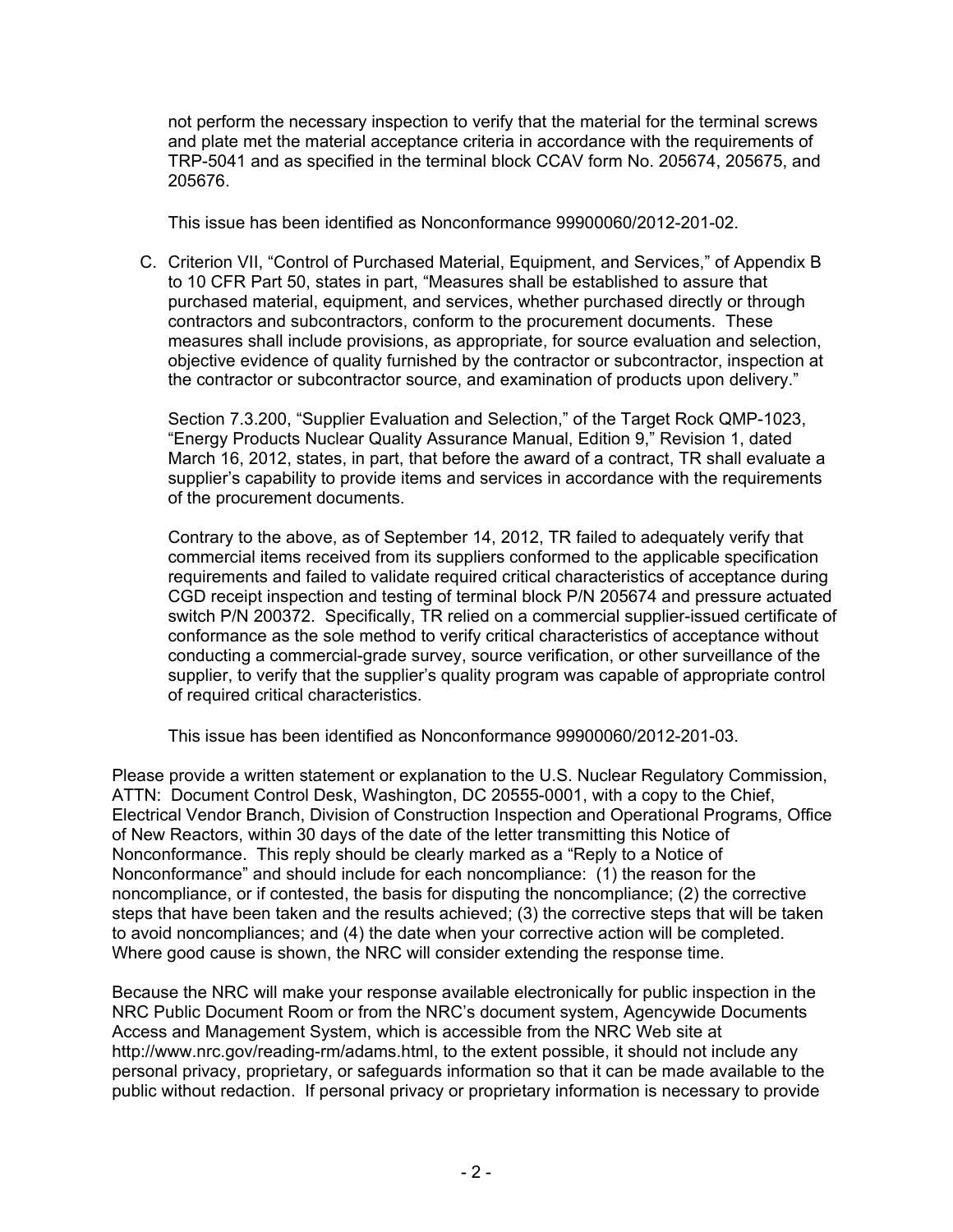not perform the necessary inspection to verify that the material for the terminal screws and plate met the material acceptance criteria in accordance with the requirements of TRP-5041 and as specified in the terminal block CCAV form No. 205674, 205675, and 205676.

This issue has been identified as Nonconformance 99900060/2012-201-02.

C. Criterion VII, "Control of Purchased Material, Equipment, and Services," of Appendix B to 10 CFR Part 50, states in part, "Measures shall be established to assure that purchased material, equipment, and services, whether purchased directly or through contractors and subcontractors, conform to the procurement documents. These measures shall include provisions, as appropriate, for source evaluation and selection, objective evidence of quality furnished by the contractor or subcontractor, inspection at the contractor or subcontractor source, and examination of products upon delivery."

   Section 7.3.200, "Supplier Evaluation and Selection," of the Target Rock QMP-1023, "Energy Products Nuclear Quality Assurance Manual, Edition 9," Revision 1, dated March 16, 2012, states, in part, that before the award of a contract, TR shall evaluate a supplier's capability to provide items and services in accordance with the requirements of the procurement documents.

   Contrary to the above, as of September 14, 2012, TR failed to adequately verify that commercial items received from its suppliers conformed to the applicable specification requirements and failed to validate required critical characteristics of acceptance during CGD receipt inspection and testing of terminal block P/N 205674 and pressure actuated switch P/N 200372. Specifically, TR relied on a commercial supplier-issued certificate of conformance as the sole method to verify critical characteristics of acceptance without conducting a commercial-grade survey, source verification, or other surveillance of the supplier, to verify that the supplier's quality program was capable of appropriate control of required critical characteristics.

   This issue has been identified as Nonconformance 99900060/2012-201-03.

Please provide a written statement or explanation to the U.S. Nuclear Regulatory Commission, ATTN: Document Control Desk, Washington, DC 20555-0001, with a copy to the Chief, Electrical Vendor Branch, Division of Construction Inspection and Operational Programs, Office of New Reactors, within 30 days of the date of the letter transmitting this Notice of Nonconformance. This reply should be clearly marked as a "Reply to a Notice of Nonconformance" and should include for each noncompliance: (1) the reason for the noncompliance, or if contested, the basis for disputing the noncompliance; (2) the corrective steps that have been taken and the results achieved; (3) the corrective steps that will be taken to avoid noncompliances; and (4) the date when your corrective action will be completed. Where good cause is shown, the NRC will consider extending the response time.

Because the NRC will make your response available electronically for public inspection in the NRC Public Document Room or from the NRC's document system, Agencywide Documents Access and Management System, which is accessible from the NRC Web site at http://www.nrc.gov/reading-rm/adams.html, to the extent possible, it should not include any personal privacy, proprietary, or safeguards information so that it can be made available to the public without redaction. If personal privacy or proprietary information is necessary to provide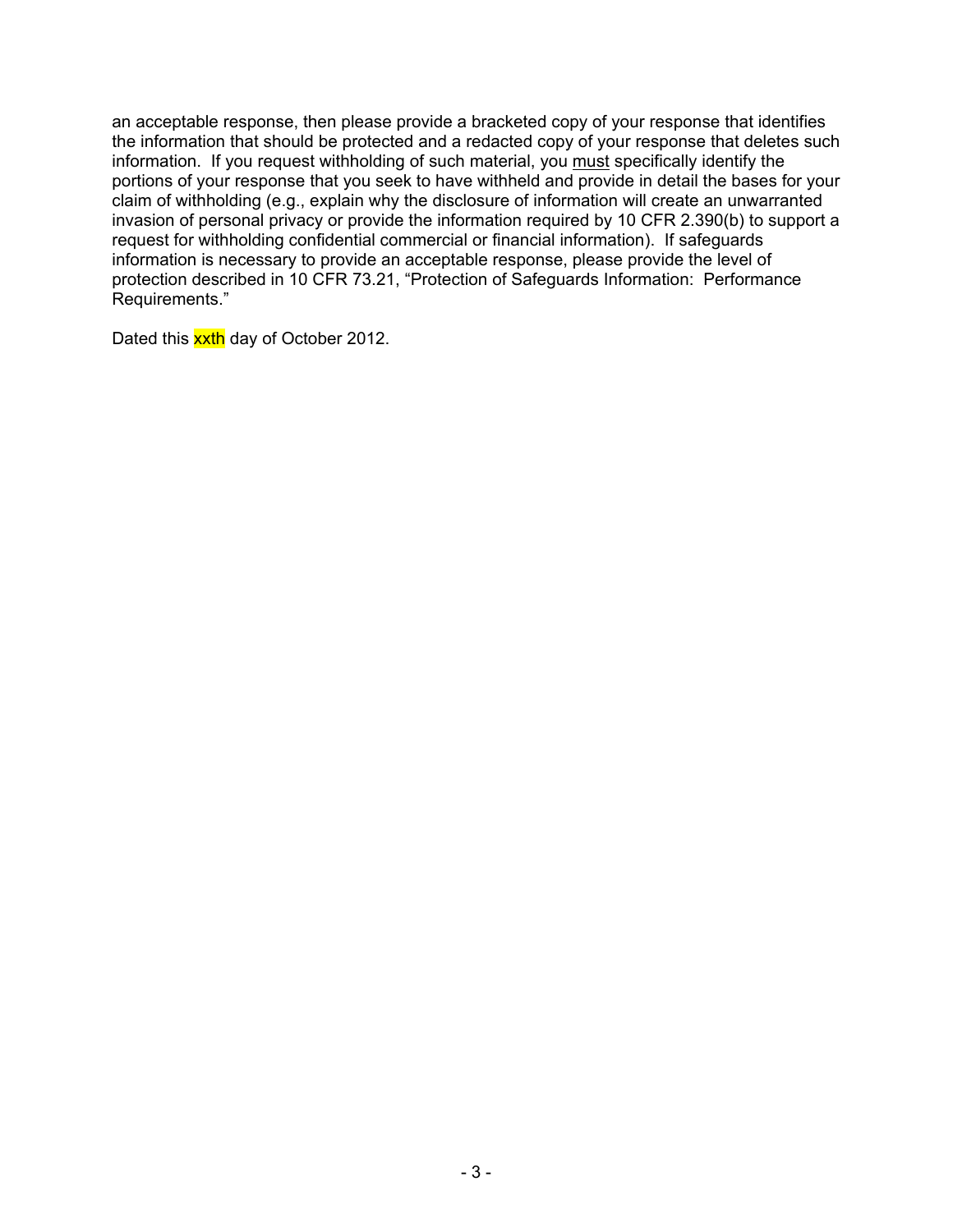an acceptable response, then please provide a bracketed copy of your response that identifies the information that should be protected and a redacted copy of your response that deletes such information. If you request withholding of such material, you <u>must</u> specifically identify the portions of your response that you seek to have withheld and provide in detail the bases for your claim of withholding (e.g., explain why the disclosure of information will create an unwarranted invasion of personal privacy or provide the information required by 10 CFR 2.390(b) to support a request for withholding confidential commercial or financial information). If safeguards information is necessary to provide an acceptable response, please provide the level of protection described in 10 CFR 73.21, "Protection of Safeguards Information: Performance Requirements."

Dated this xxth day of October 2012.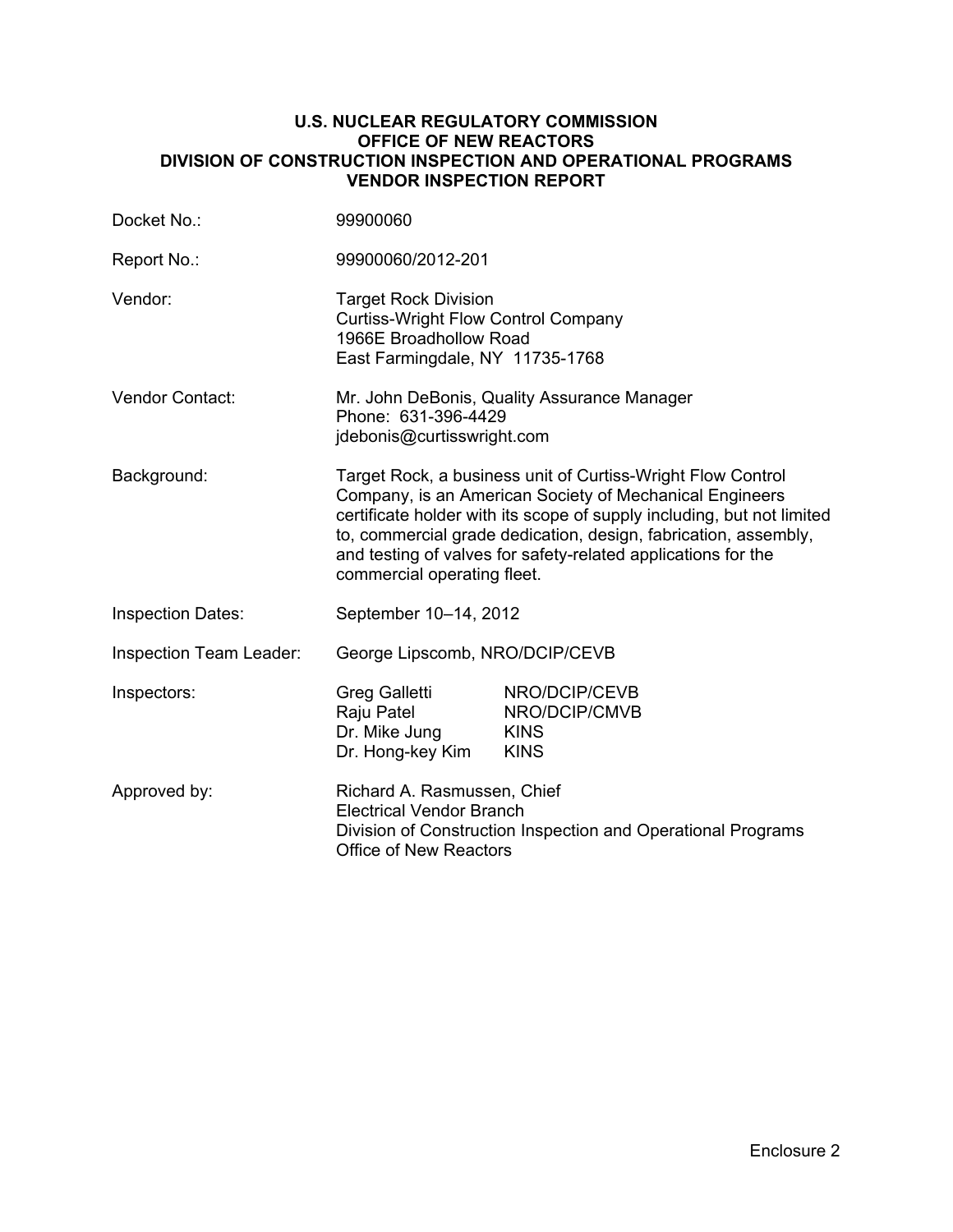**U.S. NUCLEAR REGULATORY COMMISSION**
**OFFICE OF NEW REACTORS**
**DIVISION OF CONSTRUCTION INSPECTION AND OPERATIONAL PROGRAMS**
**VENDOR INSPECTION REPORT**

| | |
|---|---|
| Docket No.: | 99900060 |
| Report No.: | 99900060/2012-201 |
| Vendor: | Target Rock Division<br>Curtiss-Wright Flow Control Company<br>1966E Broadhollow Road<br>East Farmingdale, NY 11735-1768 |
| Vendor Contact: | Mr. John DeBonis, Quality Assurance Manager<br>Phone: 631-396-4429<br>jdebonis@curtisswright.com |
| Background: | Target Rock, a business unit of Curtiss-Wright Flow Control Company, is an American Society of Mechanical Engineers certificate holder with its scope of supply including, but not limited to, commercial grade dedication, design, fabrication, assembly, and testing of valves for safety-related applications for the commercial operating fleet. |
| Inspection Dates: | September 10–14, 2012 |
| Inspection Team Leader: | George Lipscomb, NRO/DCIP/CEVB |
| Inspectors: | Greg Galletti NRO/DCIP/CEVB<br>Raju Patel NRO/DCIP/CMVB<br>Dr. Mike Jung KINS<br>Dr. Hong-key Kim KINS |
| Approved by: | Richard A. Rasmussen, Chief<br>Electrical Vendor Branch<br>Division of Construction Inspection and Operational Programs<br>Office of New Reactors |

Enclosure 2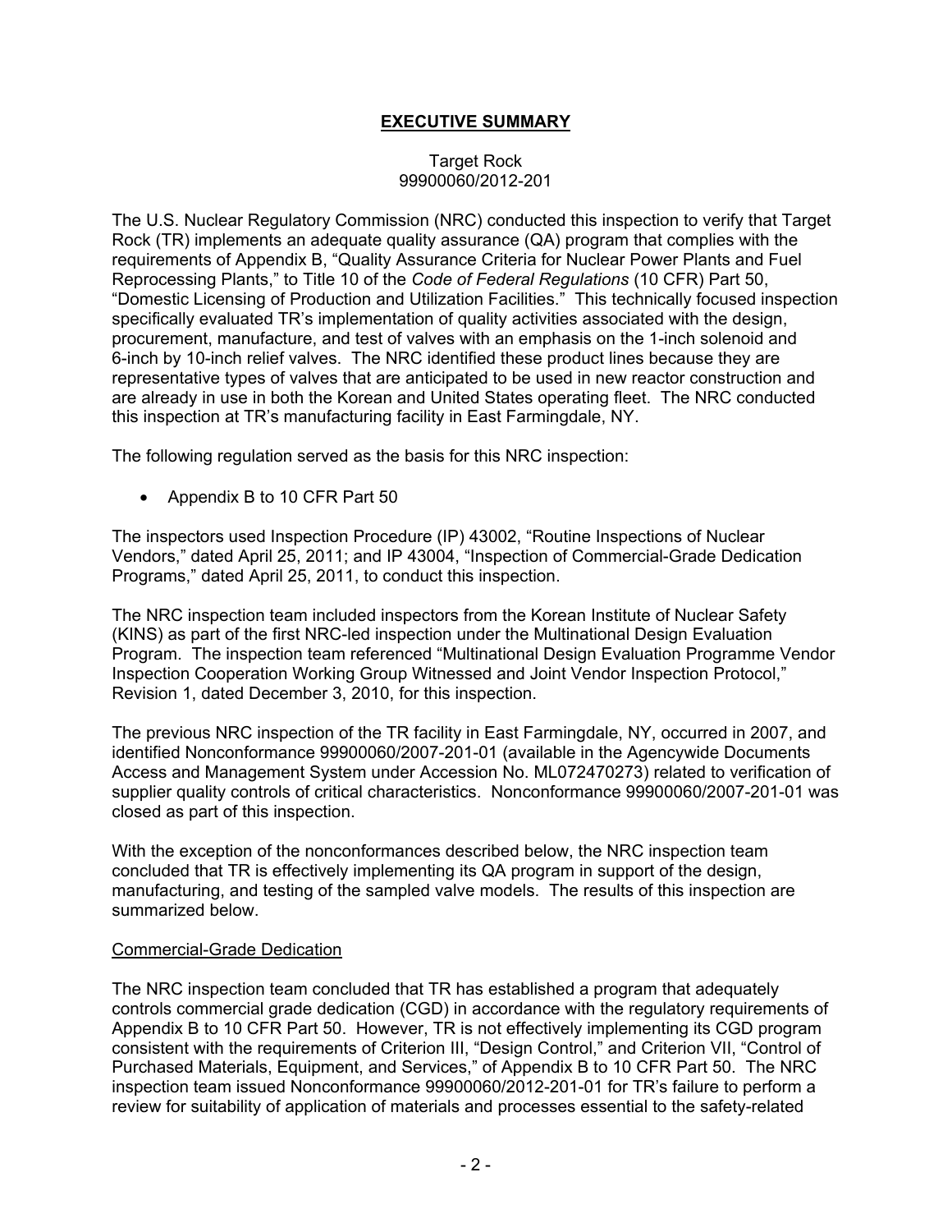## **EXECUTIVE SUMMARY**

Target Rock
99900060/2012-201

The U.S. Nuclear Regulatory Commission (NRC) conducted this inspection to verify that Target Rock (TR) implements an adequate quality assurance (QA) program that complies with the requirements of Appendix B, "Quality Assurance Criteria for Nuclear Power Plants and Fuel Reprocessing Plants," to Title 10 of the *Code of Federal Regulations* (10 CFR) Part 50, "Domestic Licensing of Production and Utilization Facilities." This technically focused inspection specifically evaluated TR's implementation of quality activities associated with the design, procurement, manufacture, and test of valves with an emphasis on the 1-inch solenoid and 6-inch by 10-inch relief valves. The NRC identified these product lines because they are representative types of valves that are anticipated to be used in new reactor construction and are already in use in both the Korean and United States operating fleet. The NRC conducted this inspection at TR's manufacturing facility in East Farmingdale, NY.

The following regulation served as the basis for this NRC inspection:

- Appendix B to 10 CFR Part 50

The inspectors used Inspection Procedure (IP) 43002, "Routine Inspections of Nuclear Vendors," dated April 25, 2011; and IP 43004, "Inspection of Commercial-Grade Dedication Programs," dated April 25, 2011, to conduct this inspection.

The NRC inspection team included inspectors from the Korean Institute of Nuclear Safety (KINS) as part of the first NRC-led inspection under the Multinational Design Evaluation Program. The inspection team referenced "Multinational Design Evaluation Programme Vendor Inspection Cooperation Working Group Witnessed and Joint Vendor Inspection Protocol," Revision 1, dated December 3, 2010, for this inspection.

The previous NRC inspection of the TR facility in East Farmingdale, NY, occurred in 2007, and identified Nonconformance 99900060/2007-201-01 (available in the Agencywide Documents Access and Management System under Accession No. ML072470273) related to verification of supplier quality controls of critical characteristics. Nonconformance 99900060/2007-201-01 was closed as part of this inspection.

With the exception of the nonconformances described below, the NRC inspection team concluded that TR is effectively implementing its QA program in support of the design, manufacturing, and testing of the sampled valve models. The results of this inspection are summarized below.

Commercial-Grade Dedication

The NRC inspection team concluded that TR has established a program that adequately controls commercial grade dedication (CGD) in accordance with the regulatory requirements of Appendix B to 10 CFR Part 50. However, TR is not effectively implementing its CGD program consistent with the requirements of Criterion III, "Design Control," and Criterion VII, "Control of Purchased Materials, Equipment, and Services," of Appendix B to 10 CFR Part 50. The NRC inspection team issued Nonconformance 99900060/2012-201-01 for TR's failure to perform a review for suitability of application of materials and processes essential to the safety-related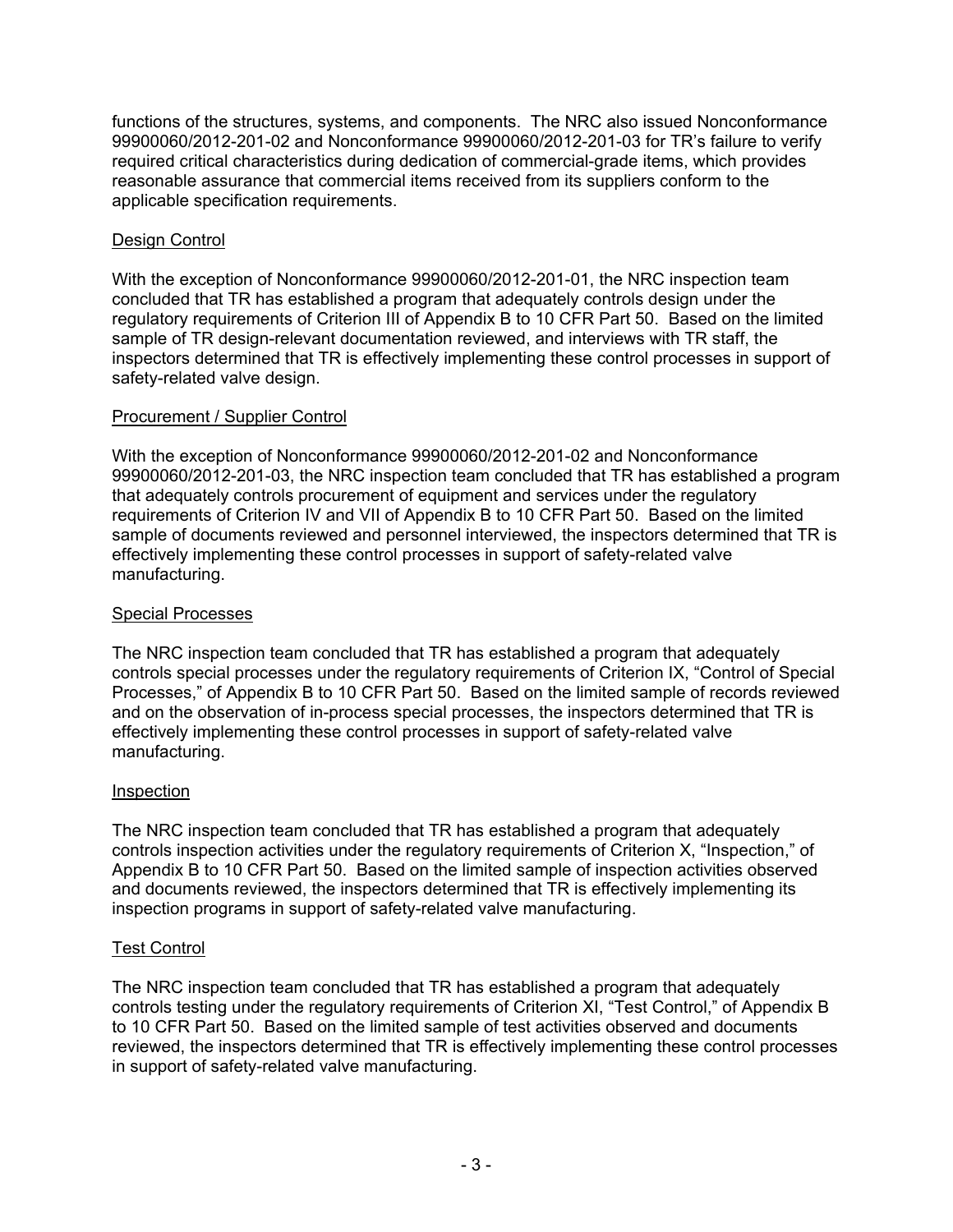functions of the structures, systems, and components. The NRC also issued Nonconformance 99900060/2012-201-02 and Nonconformance 99900060/2012-201-03 for TR's failure to verify required critical characteristics during dedication of commercial-grade items, which provides reasonable assurance that commercial items received from its suppliers conform to the applicable specification requirements.

Design Control

With the exception of Nonconformance 99900060/2012-201-01, the NRC inspection team concluded that TR has established a program that adequately controls design under the regulatory requirements of Criterion III of Appendix B to 10 CFR Part 50. Based on the limited sample of TR design-relevant documentation reviewed, and interviews with TR staff, the inspectors determined that TR is effectively implementing these control processes in support of safety-related valve design.

Procurement / Supplier Control

With the exception of Nonconformance 99900060/2012-201-02 and Nonconformance 99900060/2012-201-03, the NRC inspection team concluded that TR has established a program that adequately controls procurement of equipment and services under the regulatory requirements of Criterion IV and VII of Appendix B to 10 CFR Part 50. Based on the limited sample of documents reviewed and personnel interviewed, the inspectors determined that TR is effectively implementing these control processes in support of safety-related valve manufacturing.

Special Processes

The NRC inspection team concluded that TR has established a program that adequately controls special processes under the regulatory requirements of Criterion IX, "Control of Special Processes," of Appendix B to 10 CFR Part 50. Based on the limited sample of records reviewed and on the observation of in-process special processes, the inspectors determined that TR is effectively implementing these control processes in support of safety-related valve manufacturing.

Inspection

The NRC inspection team concluded that TR has established a program that adequately controls inspection activities under the regulatory requirements of Criterion X, "Inspection," of Appendix B to 10 CFR Part 50. Based on the limited sample of inspection activities observed and documents reviewed, the inspectors determined that TR is effectively implementing its inspection programs in support of safety-related valve manufacturing.

Test Control

The NRC inspection team concluded that TR has established a program that adequately controls testing under the regulatory requirements of Criterion XI, "Test Control," of Appendix B to 10 CFR Part 50. Based on the limited sample of test activities observed and documents reviewed, the inspectors determined that TR is effectively implementing these control processes in support of safety-related valve manufacturing.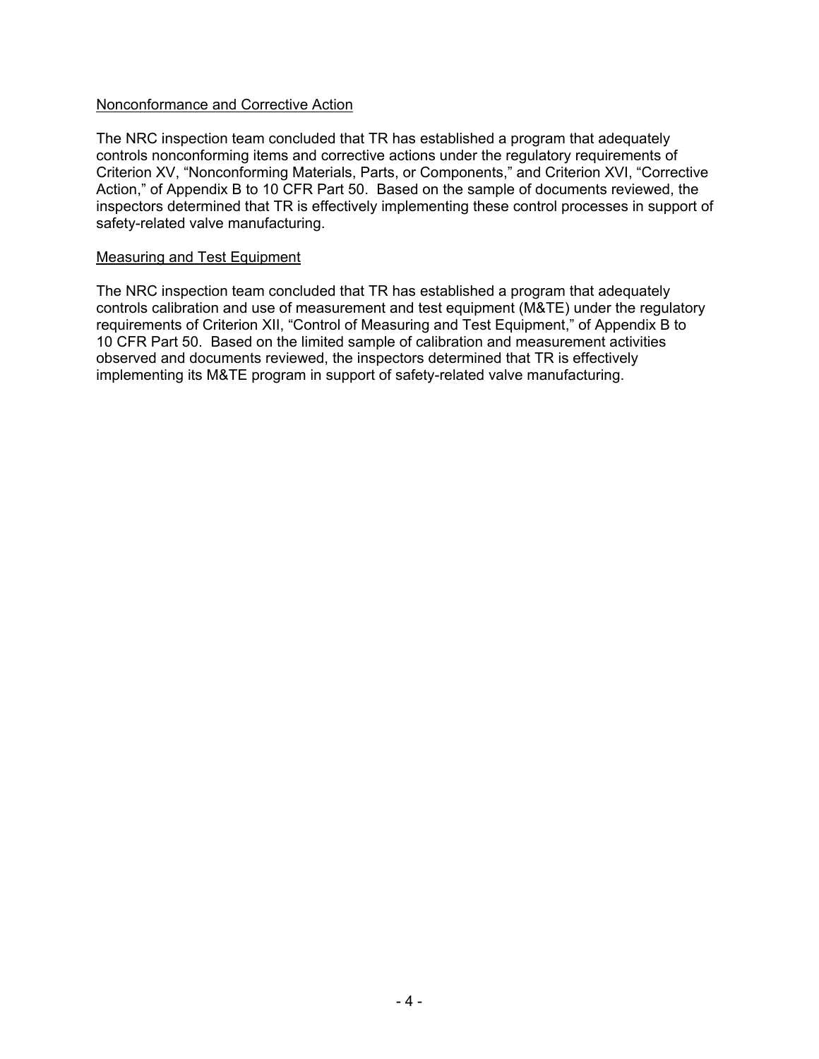Nonconformance and Corrective Action

The NRC inspection team concluded that TR has established a program that adequately controls nonconforming items and corrective actions under the regulatory requirements of Criterion XV, "Nonconforming Materials, Parts, or Components," and Criterion XVI, "Corrective Action," of Appendix B to 10 CFR Part 50. Based on the sample of documents reviewed, the inspectors determined that TR is effectively implementing these control processes in support of safety-related valve manufacturing.

Measuring and Test Equipment

The NRC inspection team concluded that TR has established a program that adequately controls calibration and use of measurement and test equipment (M&TE) under the regulatory requirements of Criterion XII, "Control of Measuring and Test Equipment," of Appendix B to 10 CFR Part 50. Based on the limited sample of calibration and measurement activities observed and documents reviewed, the inspectors determined that TR is effectively implementing its M&TE program in support of safety-related valve manufacturing.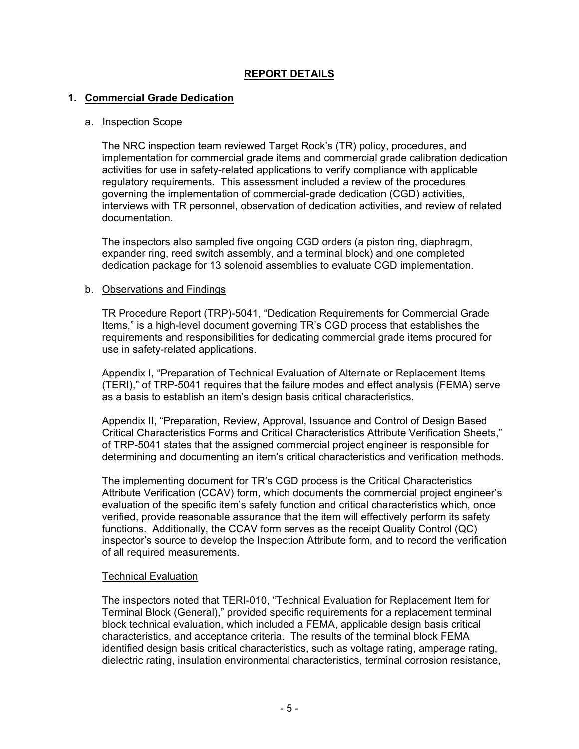# REPORT DETAILS

## 1. Commercial Grade Dedication

### a. Inspection Scope

The NRC inspection team reviewed Target Rock's (TR) policy, procedures, and implementation for commercial grade items and commercial grade calibration dedication activities for use in safety-related applications to verify compliance with applicable regulatory requirements. This assessment included a review of the procedures governing the implementation of commercial-grade dedication (CGD) activities, interviews with TR personnel, observation of dedication activities, and review of related documentation.

The inspectors also sampled five ongoing CGD orders (a piston ring, diaphragm, expander ring, reed switch assembly, and a terminal block) and one completed dedication package for 13 solenoid assemblies to evaluate CGD implementation.

### b. Observations and Findings

TR Procedure Report (TRP)-5041, "Dedication Requirements for Commercial Grade Items," is a high-level document governing TR's CGD process that establishes the requirements and responsibilities for dedicating commercial grade items procured for use in safety-related applications.

Appendix I, "Preparation of Technical Evaluation of Alternate or Replacement Items (TERI)," of TRP-5041 requires that the failure modes and effect analysis (FEMA) serve as a basis to establish an item's design basis critical characteristics.

Appendix II, "Preparation, Review, Approval, Issuance and Control of Design Based Critical Characteristics Forms and Critical Characteristics Attribute Verification Sheets," of TRP-5041 states that the assigned commercial project engineer is responsible for determining and documenting an item's critical characteristics and verification methods.

The implementing document for TR's CGD process is the Critical Characteristics Attribute Verification (CCAV) form, which documents the commercial project engineer's evaluation of the specific item's safety function and critical characteristics which, once verified, provide reasonable assurance that the item will effectively perform its safety functions. Additionally, the CCAV form serves as the receipt Quality Control (QC) inspector's source to develop the Inspection Attribute form, and to record the verification of all required measurements.

#### Technical Evaluation

The inspectors noted that TERI-010, "Technical Evaluation for Replacement Item for Terminal Block (General)," provided specific requirements for a replacement terminal block technical evaluation, which included a FEMA, applicable design basis critical characteristics, and acceptance criteria. The results of the terminal block FEMA identified design basis critical characteristics, such as voltage rating, amperage rating, dielectric rating, insulation environmental characteristics, terminal corrosion resistance,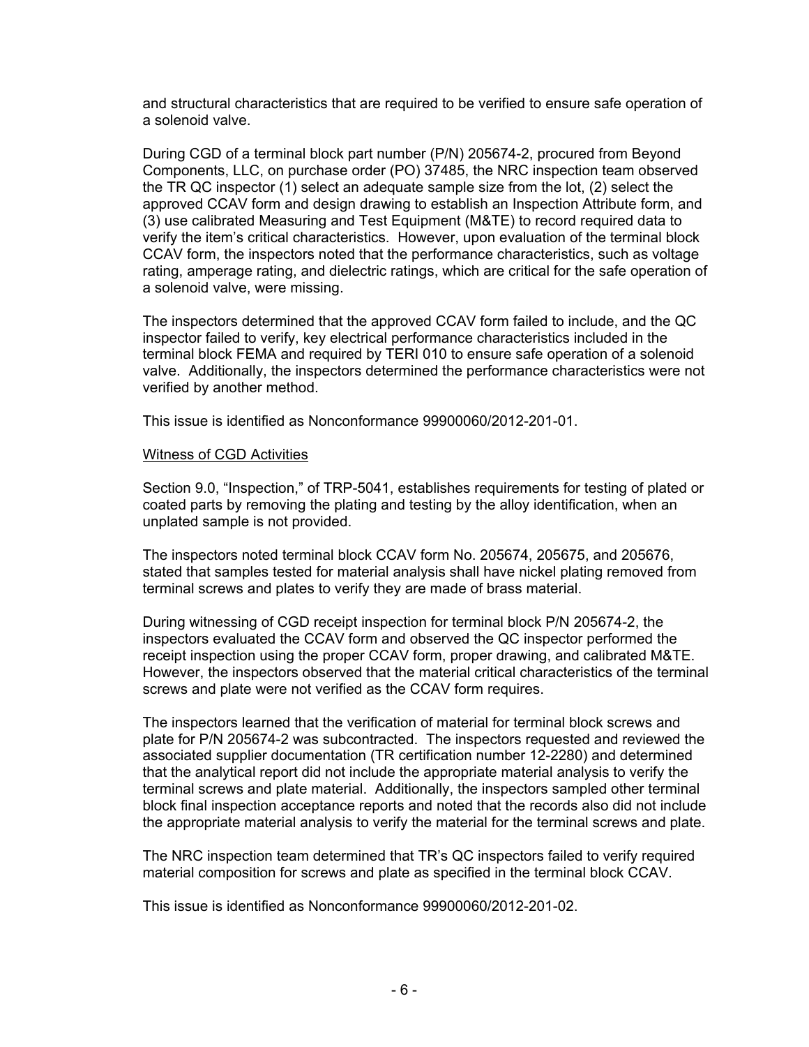and structural characteristics that are required to be verified to ensure safe operation of a solenoid valve.

During CGD of a terminal block part number (P/N) 205674-2, procured from Beyond Components, LLC, on purchase order (PO) 37485, the NRC inspection team observed the TR QC inspector (1) select an adequate sample size from the lot, (2) select the approved CCAV form and design drawing to establish an Inspection Attribute form, and (3) use calibrated Measuring and Test Equipment (M&TE) to record required data to verify the item's critical characteristics. However, upon evaluation of the terminal block CCAV form, the inspectors noted that the performance characteristics, such as voltage rating, amperage rating, and dielectric ratings, which are critical for the safe operation of a solenoid valve, were missing.

The inspectors determined that the approved CCAV form failed to include, and the QC inspector failed to verify, key electrical performance characteristics included in the terminal block FEMA and required by TERI 010 to ensure safe operation of a solenoid valve. Additionally, the inspectors determined the performance characteristics were not verified by another method.

This issue is identified as Nonconformance 99900060/2012-201-01.

Witness of CGD Activities

Section 9.0, "Inspection," of TRP-5041, establishes requirements for testing of plated or coated parts by removing the plating and testing by the alloy identification, when an unplated sample is not provided.

The inspectors noted terminal block CCAV form No. 205674, 205675, and 205676, stated that samples tested for material analysis shall have nickel plating removed from terminal screws and plates to verify they are made of brass material.

During witnessing of CGD receipt inspection for terminal block P/N 205674-2, the inspectors evaluated the CCAV form and observed the QC inspector performed the receipt inspection using the proper CCAV form, proper drawing, and calibrated M&TE. However, the inspectors observed that the material critical characteristics of the terminal screws and plate were not verified as the CCAV form requires.

The inspectors learned that the verification of material for terminal block screws and plate for P/N 205674-2 was subcontracted. The inspectors requested and reviewed the associated supplier documentation (TR certification number 12-2280) and determined that the analytical report did not include the appropriate material analysis to verify the terminal screws and plate material. Additionally, the inspectors sampled other terminal block final inspection acceptance reports and noted that the records also did not include the appropriate material analysis to verify the material for the terminal screws and plate.

The NRC inspection team determined that TR's QC inspectors failed to verify required material composition for screws and plate as specified in the terminal block CCAV.

This issue is identified as Nonconformance 99900060/2012-201-02.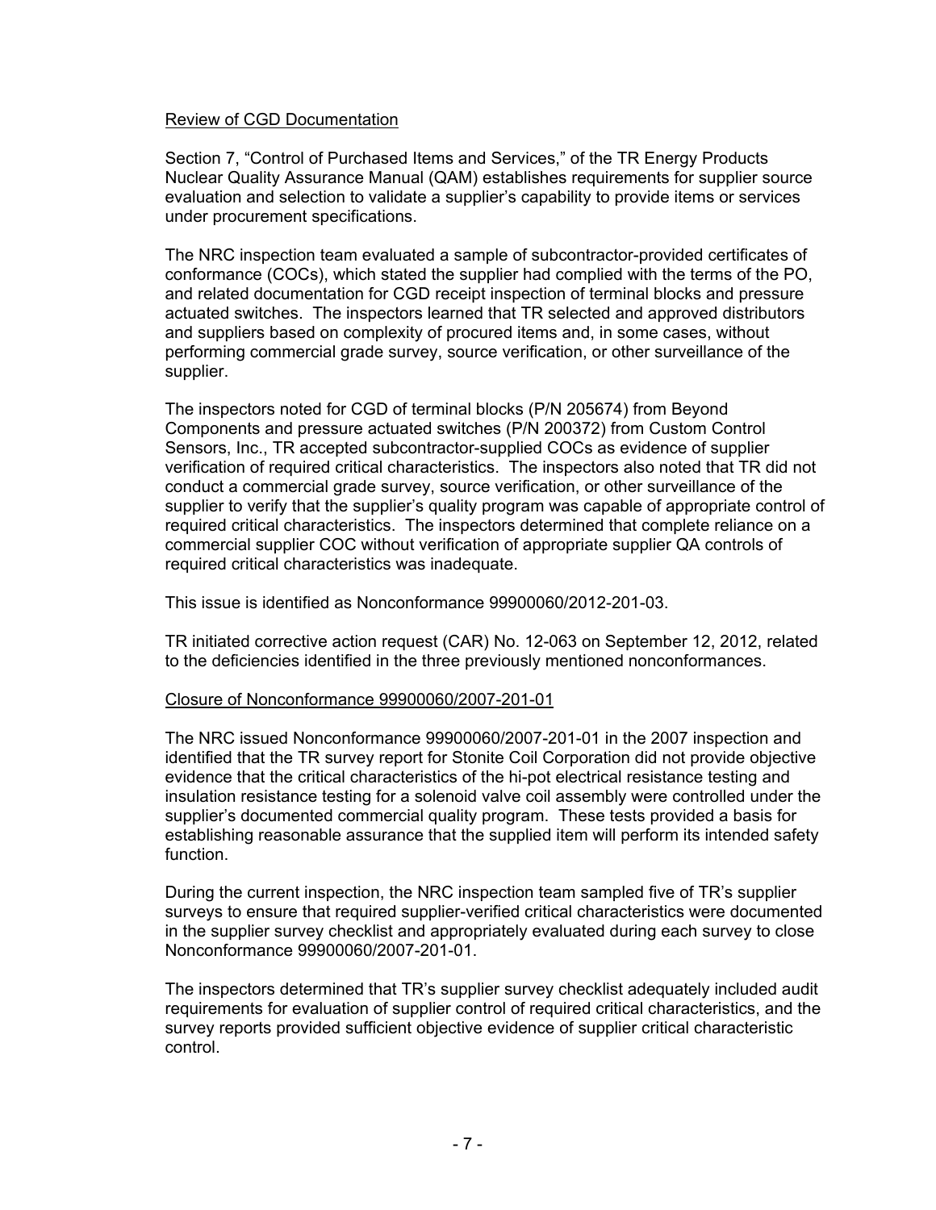Review of CGD Documentation

Section 7, "Control of Purchased Items and Services," of the TR Energy Products Nuclear Quality Assurance Manual (QAM) establishes requirements for supplier source evaluation and selection to validate a supplier's capability to provide items or services under procurement specifications.

The NRC inspection team evaluated a sample of subcontractor-provided certificates of conformance (COCs), which stated the supplier had complied with the terms of the PO, and related documentation for CGD receipt inspection of terminal blocks and pressure actuated switches. The inspectors learned that TR selected and approved distributors and suppliers based on complexity of procured items and, in some cases, without performing commercial grade survey, source verification, or other surveillance of the supplier.

The inspectors noted for CGD of terminal blocks (P/N 205674) from Beyond Components and pressure actuated switches (P/N 200372) from Custom Control Sensors, Inc., TR accepted subcontractor-supplied COCs as evidence of supplier verification of required critical characteristics. The inspectors also noted that TR did not conduct a commercial grade survey, source verification, or other surveillance of the supplier to verify that the supplier's quality program was capable of appropriate control of required critical characteristics. The inspectors determined that complete reliance on a commercial supplier COC without verification of appropriate supplier QA controls of required critical characteristics was inadequate.

This issue is identified as Nonconformance 99900060/2012-201-03.

TR initiated corrective action request (CAR) No. 12-063 on September 12, 2012, related to the deficiencies identified in the three previously mentioned nonconformances.

Closure of Nonconformance 99900060/2007-201-01

The NRC issued Nonconformance 99900060/2007-201-01 in the 2007 inspection and identified that the TR survey report for Stonite Coil Corporation did not provide objective evidence that the critical characteristics of the hi-pot electrical resistance testing and insulation resistance testing for a solenoid valve coil assembly were controlled under the supplier's documented commercial quality program. These tests provided a basis for establishing reasonable assurance that the supplied item will perform its intended safety function.

During the current inspection, the NRC inspection team sampled five of TR's supplier surveys to ensure that required supplier-verified critical characteristics were documented in the supplier survey checklist and appropriately evaluated during each survey to close Nonconformance 99900060/2007-201-01.

The inspectors determined that TR's supplier survey checklist adequately included audit requirements for evaluation of supplier control of required critical characteristics, and the survey reports provided sufficient objective evidence of supplier critical characteristic control.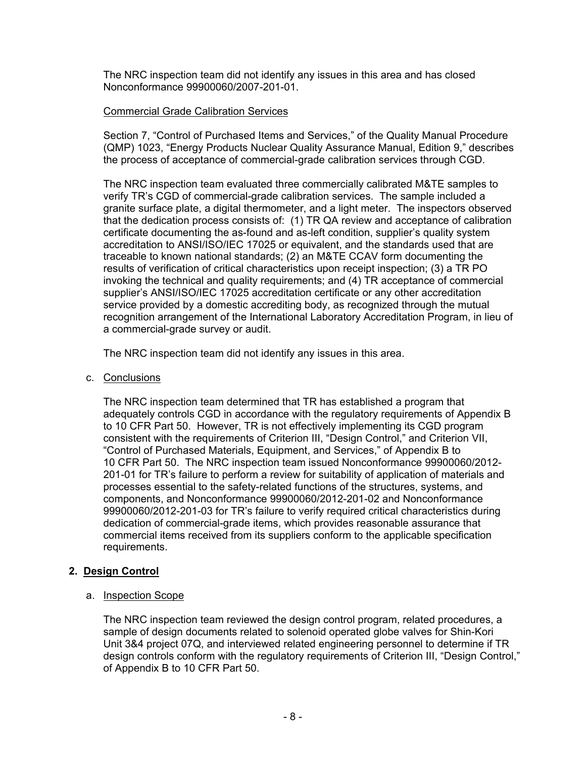The NRC inspection team did not identify any issues in this area and has closed Nonconformance 99900060/2007-201-01.

Commercial Grade Calibration Services

Section 7, "Control of Purchased Items and Services," of the Quality Manual Procedure (QMP) 1023, "Energy Products Nuclear Quality Assurance Manual, Edition 9," describes the process of acceptance of commercial-grade calibration services through CGD.

The NRC inspection team evaluated three commercially calibrated M&TE samples to verify TR's CGD of commercial-grade calibration services. The sample included a granite surface plate, a digital thermometer, and a light meter. The inspectors observed that the dedication process consists of: (1) TR QA review and acceptance of calibration certificate documenting the as-found and as-left condition, supplier's quality system accreditation to ANSI/ISO/IEC 17025 or equivalent, and the standards used that are traceable to known national standards; (2) an M&TE CCAV form documenting the results of verification of critical characteristics upon receipt inspection; (3) a TR PO invoking the technical and quality requirements; and (4) TR acceptance of commercial supplier's ANSI/ISO/IEC 17025 accreditation certificate or any other accreditation service provided by a domestic accrediting body, as recognized through the mutual recognition arrangement of the International Laboratory Accreditation Program, in lieu of a commercial-grade survey or audit.

The NRC inspection team did not identify any issues in this area.

c. Conclusions

The NRC inspection team determined that TR has established a program that adequately controls CGD in accordance with the regulatory requirements of Appendix B to 10 CFR Part 50. However, TR is not effectively implementing its CGD program consistent with the requirements of Criterion III, "Design Control," and Criterion VII, "Control of Purchased Materials, Equipment, and Services," of Appendix B to 10 CFR Part 50. The NRC inspection team issued Nonconformance 99900060/2012-201-01 for TR's failure to perform a review for suitability of application of materials and processes essential to the safety-related functions of the structures, systems, and components, and Nonconformance 99900060/2012-201-02 and Nonconformance 99900060/2012-201-03 for TR's failure to verify required critical characteristics during dedication of commercial-grade items, which provides reasonable assurance that commercial items received from its suppliers conform to the applicable specification requirements.

## 2. Design Control

a. Inspection Scope

The NRC inspection team reviewed the design control program, related procedures, a sample of design documents related to solenoid operated globe valves for Shin-Kori Unit 3&4 project 07Q, and interviewed related engineering personnel to determine if TR design controls conform with the regulatory requirements of Criterion III, "Design Control," of Appendix B to 10 CFR Part 50.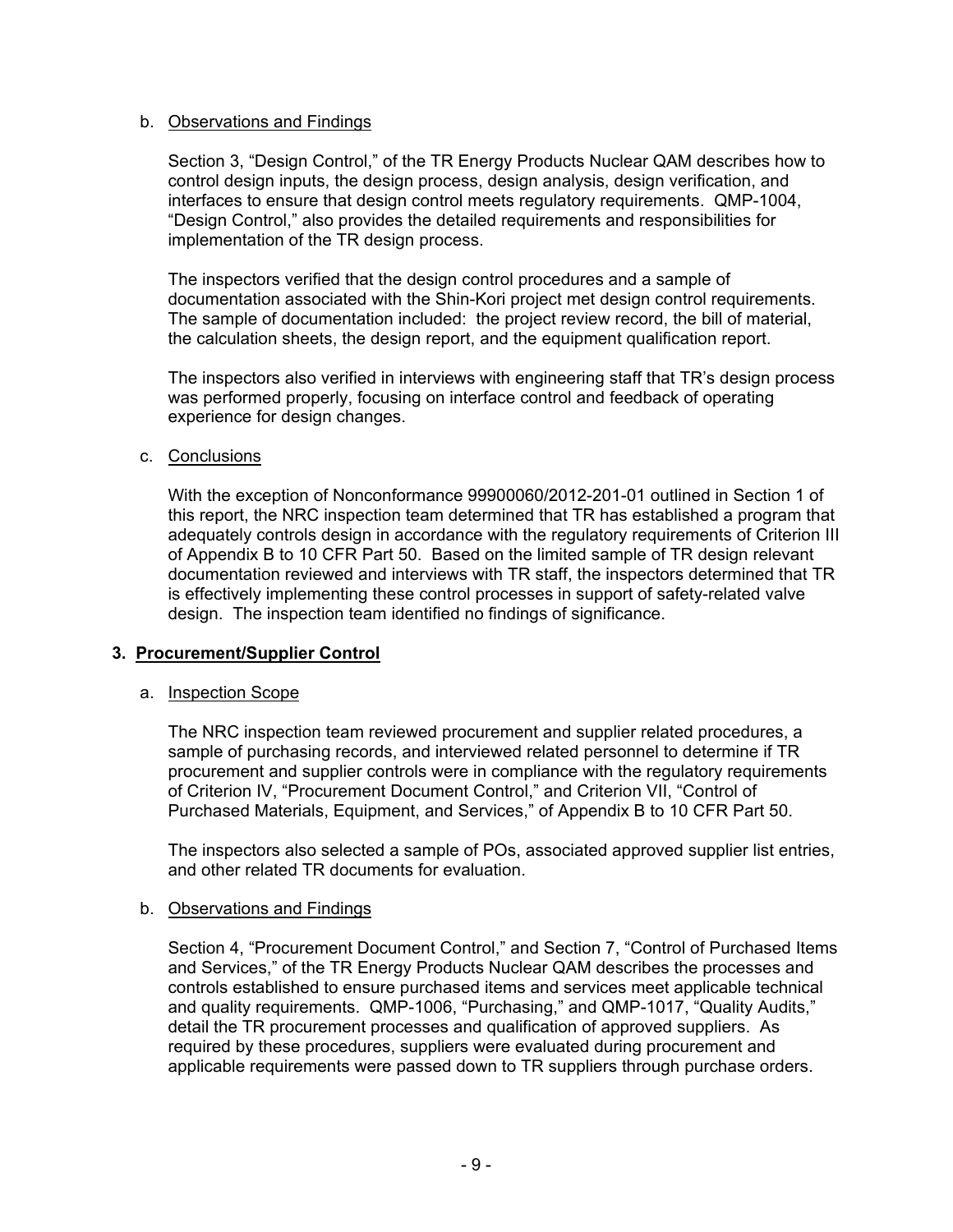b. Observations and Findings

Section 3, "Design Control," of the TR Energy Products Nuclear QAM describes how to control design inputs, the design process, design analysis, design verification, and interfaces to ensure that design control meets regulatory requirements. QMP-1004, "Design Control," also provides the detailed requirements and responsibilities for implementation of the TR design process.

The inspectors verified that the design control procedures and a sample of documentation associated with the Shin-Kori project met design control requirements. The sample of documentation included: the project review record, the bill of material, the calculation sheets, the design report, and the equipment qualification report.

The inspectors also verified in interviews with engineering staff that TR's design process was performed properly, focusing on interface control and feedback of operating experience for design changes.

c. Conclusions

With the exception of Nonconformance 99900060/2012-201-01 outlined in Section 1 of this report, the NRC inspection team determined that TR has established a program that adequately controls design in accordance with the regulatory requirements of Criterion III of Appendix B to 10 CFR Part 50. Based on the limited sample of TR design relevant documentation reviewed and interviews with TR staff, the inspectors determined that TR is effectively implementing these control processes in support of safety-related valve design. The inspection team identified no findings of significance.

## 3. Procurement/Supplier Control

a. Inspection Scope

The NRC inspection team reviewed procurement and supplier related procedures, a sample of purchasing records, and interviewed related personnel to determine if TR procurement and supplier controls were in compliance with the regulatory requirements of Criterion IV, "Procurement Document Control," and Criterion VII, "Control of Purchased Materials, Equipment, and Services," of Appendix B to 10 CFR Part 50.

The inspectors also selected a sample of POs, associated approved supplier list entries, and other related TR documents for evaluation.

b. Observations and Findings

Section 4, "Procurement Document Control," and Section 7, "Control of Purchased Items and Services," of the TR Energy Products Nuclear QAM describes the processes and controls established to ensure purchased items and services meet applicable technical and quality requirements. QMP-1006, "Purchasing," and QMP-1017, "Quality Audits," detail the TR procurement processes and qualification of approved suppliers. As required by these procedures, suppliers were evaluated during procurement and applicable requirements were passed down to TR suppliers through purchase orders.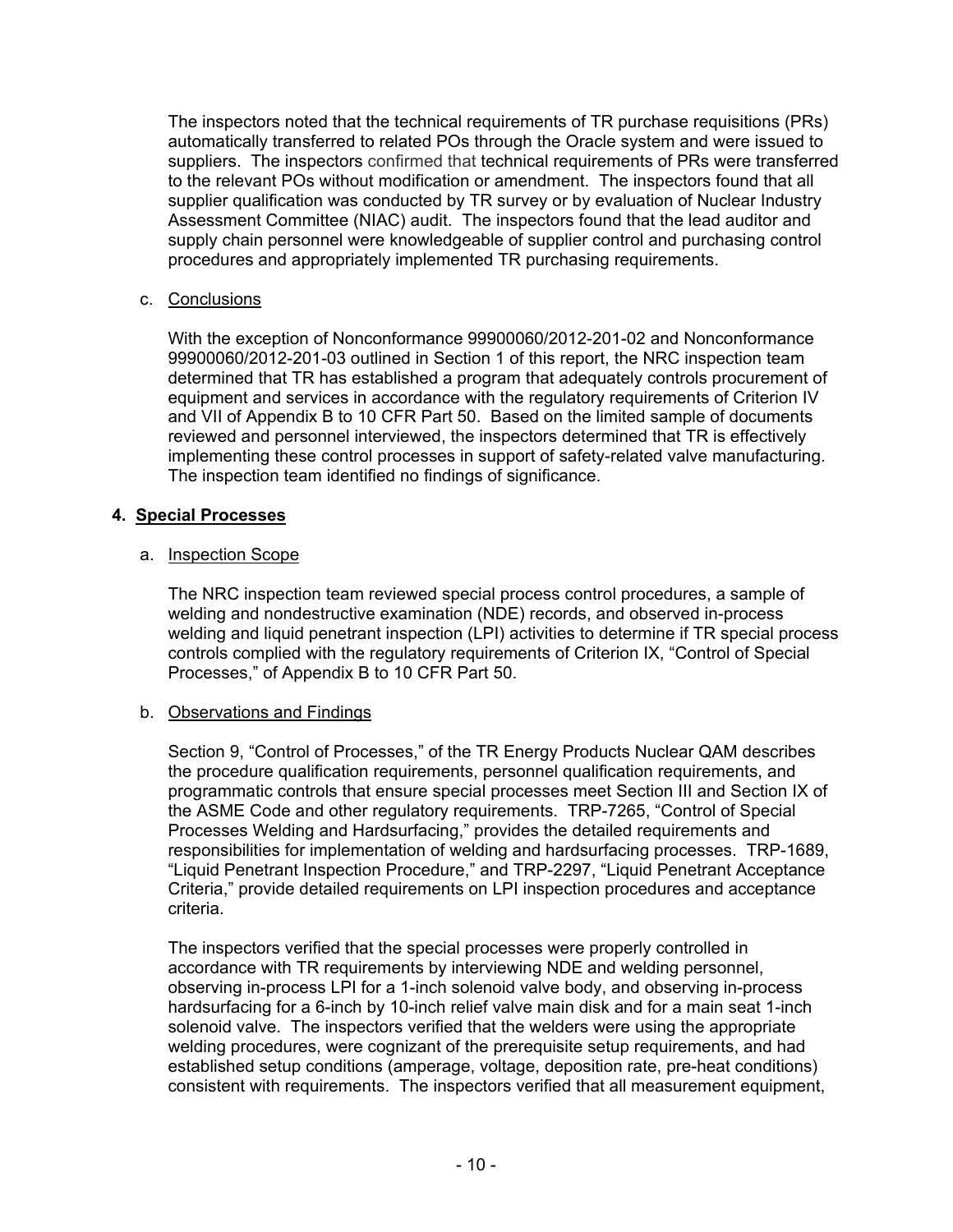The inspectors noted that the technical requirements of TR purchase requisitions (PRs) automatically transferred to related POs through the Oracle system and were issued to suppliers. The inspectors confirmed that technical requirements of PRs were transferred to the relevant POs without modification or amendment. The inspectors found that all supplier qualification was conducted by TR survey or by evaluation of Nuclear Industry Assessment Committee (NIAC) audit. The inspectors found that the lead auditor and supply chain personnel were knowledgeable of supplier control and purchasing control procedures and appropriately implemented TR purchasing requirements.

c. Conclusions

With the exception of Nonconformance 99900060/2012-201-02 and Nonconformance 99900060/2012-201-03 outlined in Section 1 of this report, the NRC inspection team determined that TR has established a program that adequately controls procurement of equipment and services in accordance with the regulatory requirements of Criterion IV and VII of Appendix B to 10 CFR Part 50. Based on the limited sample of documents reviewed and personnel interviewed, the inspectors determined that TR is effectively implementing these control processes in support of safety-related valve manufacturing. The inspection team identified no findings of significance.

## 4. Special Processes

a. Inspection Scope

The NRC inspection team reviewed special process control procedures, a sample of welding and nondestructive examination (NDE) records, and observed in-process welding and liquid penetrant inspection (LPI) activities to determine if TR special process controls complied with the regulatory requirements of Criterion IX, "Control of Special Processes," of Appendix B to 10 CFR Part 50.

b. Observations and Findings

Section 9, "Control of Processes," of the TR Energy Products Nuclear QAM describes the procedure qualification requirements, personnel qualification requirements, and programmatic controls that ensure special processes meet Section III and Section IX of the ASME Code and other regulatory requirements. TRP-7265, "Control of Special Processes Welding and Hardsurfacing," provides the detailed requirements and responsibilities for implementation of welding and hardsurfacing processes. TRP-1689, "Liquid Penetrant Inspection Procedure," and TRP-2297, "Liquid Penetrant Acceptance Criteria," provide detailed requirements on LPI inspection procedures and acceptance criteria.

The inspectors verified that the special processes were properly controlled in accordance with TR requirements by interviewing NDE and welding personnel, observing in-process LPI for a 1-inch solenoid valve body, and observing in-process hardsurfacing for a 6-inch by 10-inch relief valve main disk and for a main seat 1-inch solenoid valve. The inspectors verified that the welders were using the appropriate welding procedures, were cognizant of the prerequisite setup requirements, and had established setup conditions (amperage, voltage, deposition rate, pre-heat conditions) consistent with requirements. The inspectors verified that all measurement equipment,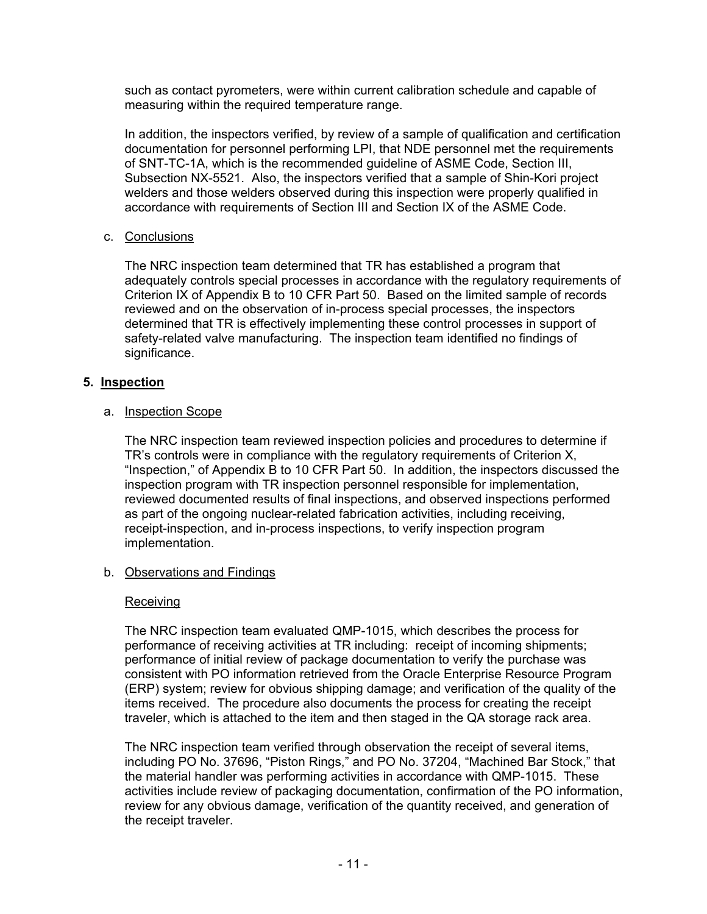such as contact pyrometers, were within current calibration schedule and capable of measuring within the required temperature range.

In addition, the inspectors verified, by review of a sample of qualification and certification documentation for personnel performing LPI, that NDE personnel met the requirements of SNT-TC-1A, which is the recommended guideline of ASME Code, Section III, Subsection NX-5521. Also, the inspectors verified that a sample of Shin-Kori project welders and those welders observed during this inspection were properly qualified in accordance with requirements of Section III and Section IX of the ASME Code.

c. Conclusions

The NRC inspection team determined that TR has established a program that adequately controls special processes in accordance with the regulatory requirements of Criterion IX of Appendix B to 10 CFR Part 50. Based on the limited sample of records reviewed and on the observation of in-process special processes, the inspectors determined that TR is effectively implementing these control processes in support of safety-related valve manufacturing. The inspection team identified no findings of significance.

## 5. Inspection

a. Inspection Scope

The NRC inspection team reviewed inspection policies and procedures to determine if TR's controls were in compliance with the regulatory requirements of Criterion X, "Inspection," of Appendix B to 10 CFR Part 50. In addition, the inspectors discussed the inspection program with TR inspection personnel responsible for implementation, reviewed documented results of final inspections, and observed inspections performed as part of the ongoing nuclear-related fabrication activities, including receiving, receipt-inspection, and in-process inspections, to verify inspection program implementation.

b. Observations and Findings

Receiving

The NRC inspection team evaluated QMP-1015, which describes the process for performance of receiving activities at TR including: receipt of incoming shipments; performance of initial review of package documentation to verify the purchase was consistent with PO information retrieved from the Oracle Enterprise Resource Program (ERP) system; review for obvious shipping damage; and verification of the quality of the items received. The procedure also documents the process for creating the receipt traveler, which is attached to the item and then staged in the QA storage rack area.

The NRC inspection team verified through observation the receipt of several items, including PO No. 37696, "Piston Rings," and PO No. 37204, "Machined Bar Stock," that the material handler was performing activities in accordance with QMP-1015. These activities include review of packaging documentation, confirmation of the PO information, review for any obvious damage, verification of the quantity received, and generation of the receipt traveler.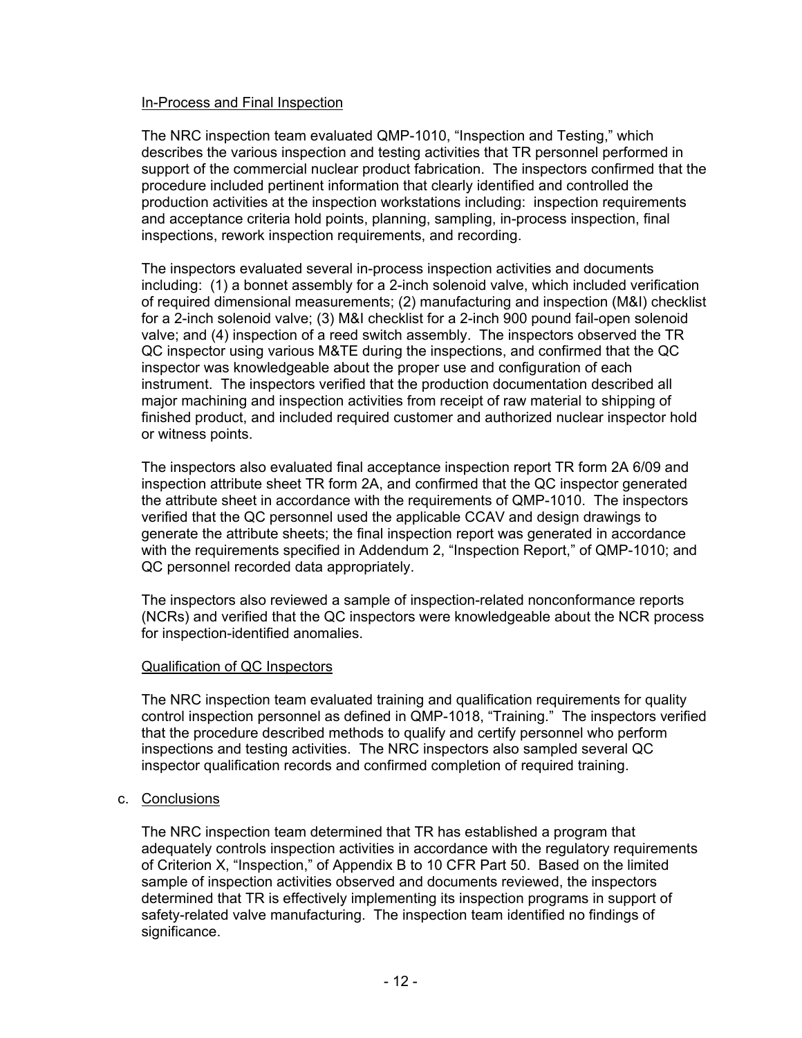In-Process and Final Inspection

The NRC inspection team evaluated QMP-1010, "Inspection and Testing," which describes the various inspection and testing activities that TR personnel performed in support of the commercial nuclear product fabrication. The inspectors confirmed that the procedure included pertinent information that clearly identified and controlled the production activities at the inspection workstations including: inspection requirements and acceptance criteria hold points, planning, sampling, in-process inspection, final inspections, rework inspection requirements, and recording.

The inspectors evaluated several in-process inspection activities and documents including: (1) a bonnet assembly for a 2-inch solenoid valve, which included verification of required dimensional measurements; (2) manufacturing and inspection (M&I) checklist for a 2-inch solenoid valve; (3) M&I checklist for a 2-inch 900 pound fail-open solenoid valve; and (4) inspection of a reed switch assembly. The inspectors observed the TR QC inspector using various M&TE during the inspections, and confirmed that the QC inspector was knowledgeable about the proper use and configuration of each instrument. The inspectors verified that the production documentation described all major machining and inspection activities from receipt of raw material to shipping of finished product, and included required customer and authorized nuclear inspector hold or witness points.

The inspectors also evaluated final acceptance inspection report TR form 2A 6/09 and inspection attribute sheet TR form 2A, and confirmed that the QC inspector generated the attribute sheet in accordance with the requirements of QMP-1010. The inspectors verified that the QC personnel used the applicable CCAV and design drawings to generate the attribute sheets; the final inspection report was generated in accordance with the requirements specified in Addendum 2, "Inspection Report," of QMP-1010; and QC personnel recorded data appropriately.

The inspectors also reviewed a sample of inspection-related nonconformance reports (NCRs) and verified that the QC inspectors were knowledgeable about the NCR process for inspection-identified anomalies.

Qualification of QC Inspectors

The NRC inspection team evaluated training and qualification requirements for quality control inspection personnel as defined in QMP-1018, "Training." The inspectors verified that the procedure described methods to qualify and certify personnel who perform inspections and testing activities. The NRC inspectors also sampled several QC inspector qualification records and confirmed completion of required training.

c. Conclusions

The NRC inspection team determined that TR has established a program that adequately controls inspection activities in accordance with the regulatory requirements of Criterion X, "Inspection," of Appendix B to 10 CFR Part 50. Based on the limited sample of inspection activities observed and documents reviewed, the inspectors determined that TR is effectively implementing its inspection programs in support of safety-related valve manufacturing. The inspection team identified no findings of significance.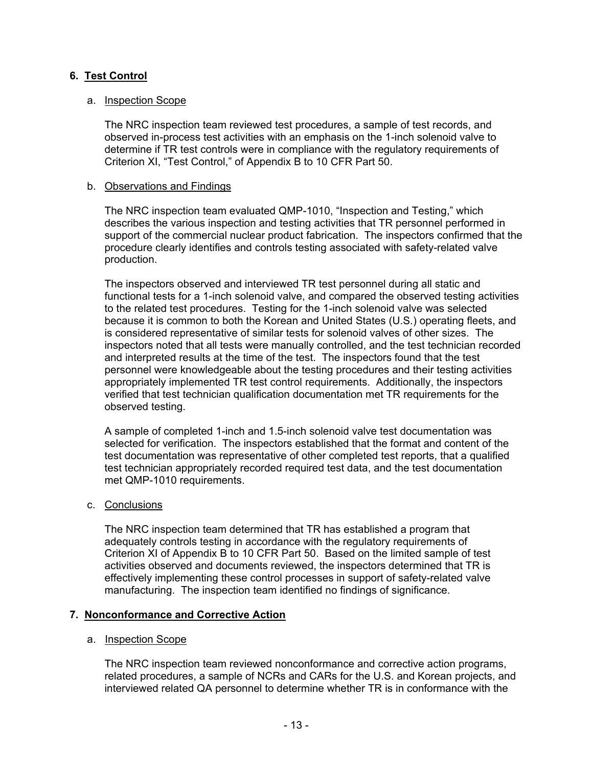## 6. Test Control

### a. Inspection Scope

The NRC inspection team reviewed test procedures, a sample of test records, and observed in-process test activities with an emphasis on the 1-inch solenoid valve to determine if TR test controls were in compliance with the regulatory requirements of Criterion XI, "Test Control," of Appendix B to 10 CFR Part 50.

### b. Observations and Findings

The NRC inspection team evaluated QMP-1010, "Inspection and Testing," which describes the various inspection and testing activities that TR personnel performed in support of the commercial nuclear product fabrication. The inspectors confirmed that the procedure clearly identifies and controls testing associated with safety-related valve production.

The inspectors observed and interviewed TR test personnel during all static and functional tests for a 1-inch solenoid valve, and compared the observed testing activities to the related test procedures. Testing for the 1-inch solenoid valve was selected because it is common to both the Korean and United States (U.S.) operating fleets, and is considered representative of similar tests for solenoid valves of other sizes. The inspectors noted that all tests were manually controlled, and the test technician recorded and interpreted results at the time of the test. The inspectors found that the test personnel were knowledgeable about the testing procedures and their testing activities appropriately implemented TR test control requirements. Additionally, the inspectors verified that test technician qualification documentation met TR requirements for the observed testing.

A sample of completed 1-inch and 1.5-inch solenoid valve test documentation was selected for verification. The inspectors established that the format and content of the test documentation was representative of other completed test reports, that a qualified test technician appropriately recorded required test data, and the test documentation met QMP-1010 requirements.

### c. Conclusions

The NRC inspection team determined that TR has established a program that adequately controls testing in accordance with the regulatory requirements of Criterion XI of Appendix B to 10 CFR Part 50. Based on the limited sample of test activities observed and documents reviewed, the inspectors determined that TR is effectively implementing these control processes in support of safety-related valve manufacturing. The inspection team identified no findings of significance.

## 7. Nonconformance and Corrective Action

### a. Inspection Scope

The NRC inspection team reviewed nonconformance and corrective action programs, related procedures, a sample of NCRs and CARs for the U.S. and Korean projects, and interviewed related QA personnel to determine whether TR is in conformance with the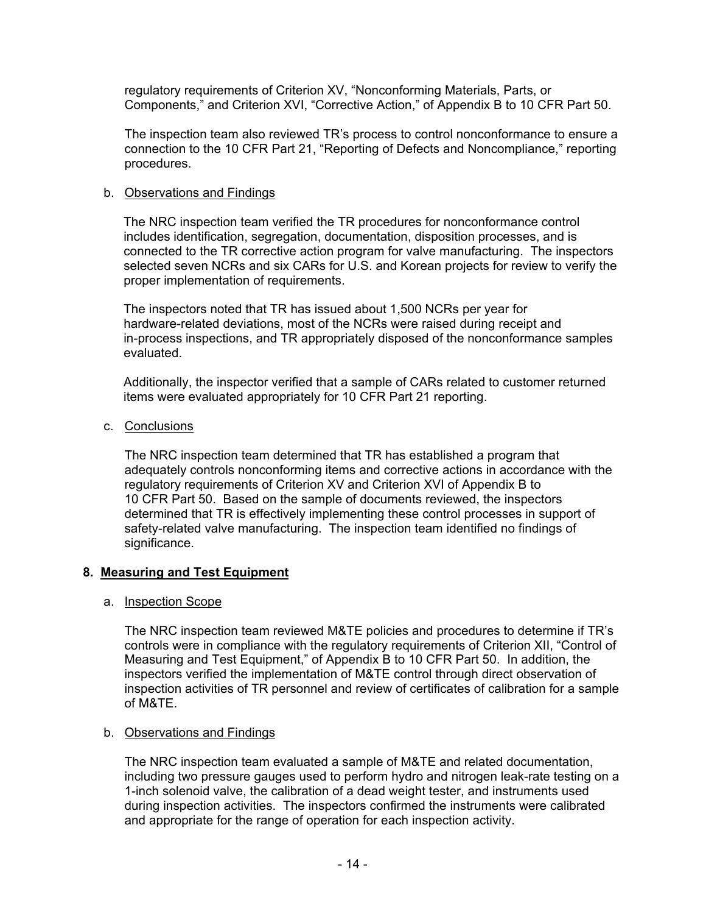regulatory requirements of Criterion XV, "Nonconforming Materials, Parts, or Components," and Criterion XVI, "Corrective Action," of Appendix B to 10 CFR Part 50.

The inspection team also reviewed TR's process to control nonconformance to ensure a connection to the 10 CFR Part 21, "Reporting of Defects and Noncompliance," reporting procedures.

b. Observations and Findings

The NRC inspection team verified the TR procedures for nonconformance control includes identification, segregation, documentation, disposition processes, and is connected to the TR corrective action program for valve manufacturing. The inspectors selected seven NCRs and six CARs for U.S. and Korean projects for review to verify the proper implementation of requirements.

The inspectors noted that TR has issued about 1,500 NCRs per year for hardware-related deviations, most of the NCRs were raised during receipt and in-process inspections, and TR appropriately disposed of the nonconformance samples evaluated.

Additionally, the inspector verified that a sample of CARs related to customer returned items were evaluated appropriately for 10 CFR Part 21 reporting.

c. Conclusions

The NRC inspection team determined that TR has established a program that adequately controls nonconforming items and corrective actions in accordance with the regulatory requirements of Criterion XV and Criterion XVI of Appendix B to 10 CFR Part 50. Based on the sample of documents reviewed, the inspectors determined that TR is effectively implementing these control processes in support of safety-related valve manufacturing. The inspection team identified no findings of significance.

## 8. Measuring and Test Equipment

a. Inspection Scope

The NRC inspection team reviewed M&TE policies and procedures to determine if TR's controls were in compliance with the regulatory requirements of Criterion XII, "Control of Measuring and Test Equipment," of Appendix B to 10 CFR Part 50. In addition, the inspectors verified the implementation of M&TE control through direct observation of inspection activities of TR personnel and review of certificates of calibration for a sample of M&TE.

b. Observations and Findings

The NRC inspection team evaluated a sample of M&TE and related documentation, including two pressure gauges used to perform hydro and nitrogen leak-rate testing on a 1-inch solenoid valve, the calibration of a dead weight tester, and instruments used during inspection activities. The inspectors confirmed the instruments were calibrated and appropriate for the range of operation for each inspection activity.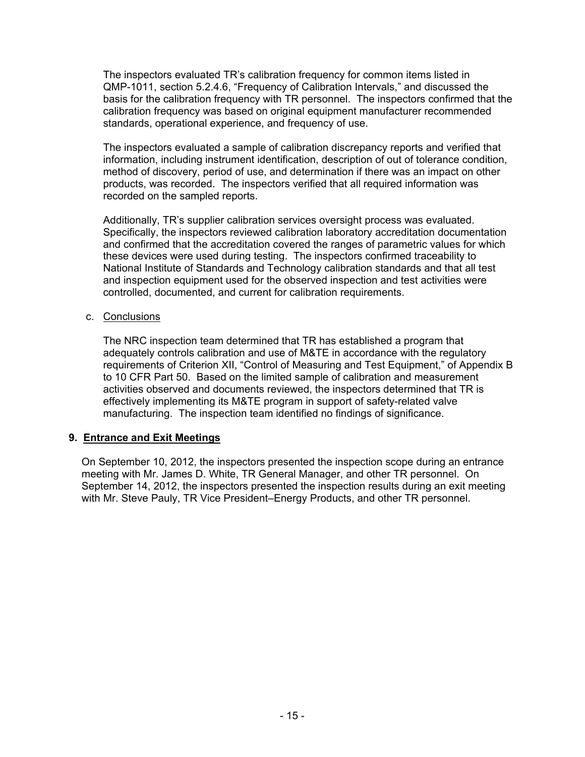The inspectors evaluated TR's calibration frequency for common items listed in QMP-1011, section 5.2.4.6, "Frequency of Calibration Intervals," and discussed the basis for the calibration frequency with TR personnel. The inspectors confirmed that the calibration frequency was based on original equipment manufacturer recommended standards, operational experience, and frequency of use.

The inspectors evaluated a sample of calibration discrepancy reports and verified that information, including instrument identification, description of out of tolerance condition, method of discovery, period of use, and determination if there was an impact on other products, was recorded. The inspectors verified that all required information was recorded on the sampled reports.

Additionally, TR's supplier calibration services oversight process was evaluated. Specifically, the inspectors reviewed calibration laboratory accreditation documentation and confirmed that the accreditation covered the ranges of parametric values for which these devices were used during testing. The inspectors confirmed traceability to National Institute of Standards and Technology calibration standards and that all test and inspection equipment used for the observed inspection and test activities were controlled, documented, and current for calibration requirements.

c. Conclusions

The NRC inspection team determined that TR has established a program that adequately controls calibration and use of M&TE in accordance with the regulatory requirements of Criterion XII, "Control of Measuring and Test Equipment," of Appendix B to 10 CFR Part 50. Based on the limited sample of calibration and measurement activities observed and documents reviewed, the inspectors determined that TR is effectively implementing its M&TE program in support of safety-related valve manufacturing. The inspection team identified no findings of significance.

## 9. Entrance and Exit Meetings

On September 10, 2012, the inspectors presented the inspection scope during an entrance meeting with Mr. James D. White, TR General Manager, and other TR personnel. On September 14, 2012, the inspectors presented the inspection results during an exit meeting with Mr. Steve Pauly, TR Vice President–Energy Products, and other TR personnel.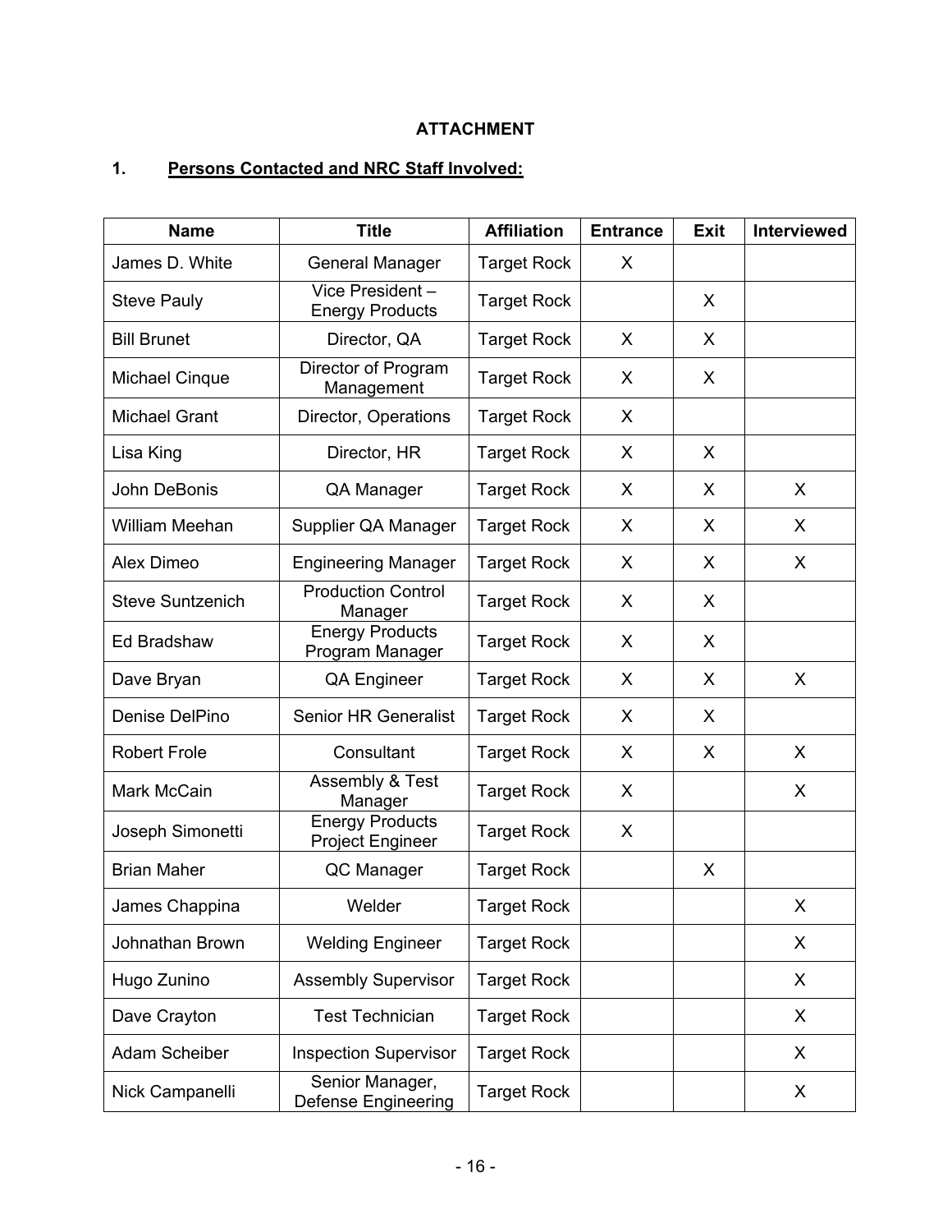## ATTACHMENT

### 1. Persons Contacted and NRC Staff Involved:

| Name | Title | Affiliation | Entrance | Exit | Interviewed |
|---|---|---|---|---|---|
| James D. White | General Manager | Target Rock | X | | |
| Steve Pauly | Vice President – Energy Products | Target Rock | | X | |
| Bill Brunet | Director, QA | Target Rock | X | X | |
| Michael Cinque | Director of Program Management | Target Rock | X | X | |
| Michael Grant | Director, Operations | Target Rock | X | | |
| Lisa King | Director, HR | Target Rock | X | X | |
| John DeBonis | QA Manager | Target Rock | X | X | X |
| William Meehan | Supplier QA Manager | Target Rock | X | X | X |
| Alex Dimeo | Engineering Manager | Target Rock | X | X | X |
| Steve Suntzenich | Production Control Manager | Target Rock | X | X | |
| Ed Bradshaw | Energy Products Program Manager | Target Rock | X | X | |
| Dave Bryan | QA Engineer | Target Rock | X | X | X |
| Denise DelPino | Senior HR Generalist | Target Rock | X | X | |
| Robert Frole | Consultant | Target Rock | X | X | X |
| Mark McCain | Assembly & Test Manager | Target Rock | X | | X |
| Joseph Simonetti | Energy Products Project Engineer | Target Rock | X | | |
| Brian Maher | QC Manager | Target Rock | | X | |
| James Chappina | Welder | Target Rock | | | X |
| Johnathan Brown | Welding Engineer | Target Rock | | | X |
| Hugo Zunino | Assembly Supervisor | Target Rock | | | X |
| Dave Crayton | Test Technician | Target Rock | | | X |
| Adam Scheiber | Inspection Supervisor | Target Rock | | | X |
| Nick Campanelli | Senior Manager, Defense Engineering | Target Rock | | | X |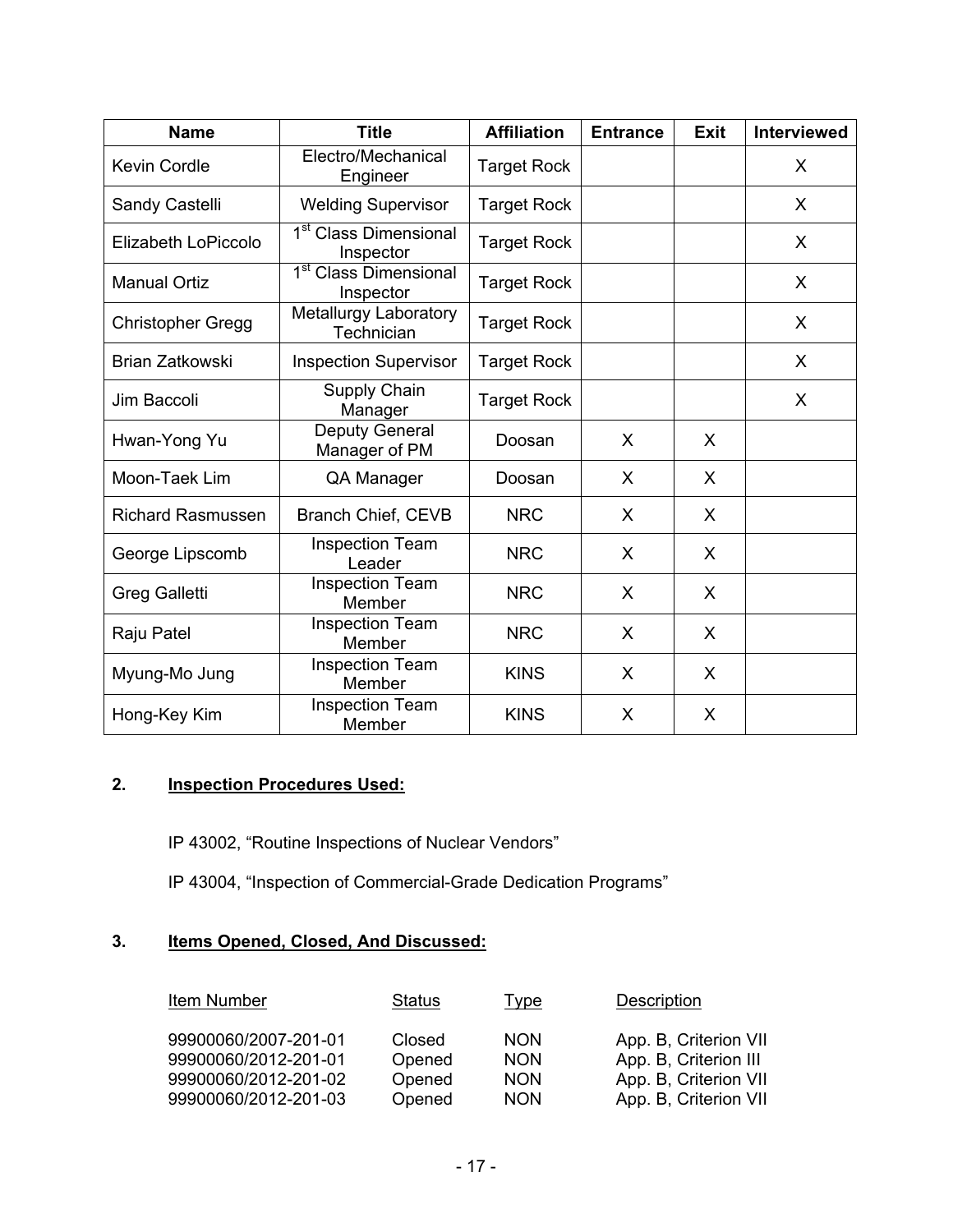| Name | Title | Affiliation | Entrance | Exit | Interviewed |
|---|---|---|---|---|---|
| Kevin Cordle | Electro/Mechanical Engineer | Target Rock | | | X |
| Sandy Castelli | Welding Supervisor | Target Rock | | | X |
| Elizabeth LoPiccolo | 1st Class Dimensional Inspector | Target Rock | | | X |
| Manual Ortiz | 1st Class Dimensional Inspector | Target Rock | | | X |
| Christopher Gregg | Metallurgy Laboratory Technician | Target Rock | | | X |
| Brian Zatkowski | Inspection Supervisor | Target Rock | | | X |
| Jim Baccoli | Supply Chain Manager | Target Rock | | | X |
| Hwan-Yong Yu | Deputy General Manager of PM | Doosan | X | X | |
| Moon-Taek Lim | QA Manager | Doosan | X | X | |
| Richard Rasmussen | Branch Chief, CEVB | NRC | X | X | |
| George Lipscomb | Inspection Team Leader | NRC | X | X | |
| Greg Galletti | Inspection Team Member | NRC | X | X | |
| Raju Patel | Inspection Team Member | NRC | X | X | |
| Myung-Mo Jung | Inspection Team Member | KINS | X | X | |
| Hong-Key Kim | Inspection Team Member | KINS | X | X | |

## 2. Inspection Procedures Used:

IP 43002, "Routine Inspections of Nuclear Vendors"

IP 43004, "Inspection of Commercial-Grade Dedication Programs"

## 3. Items Opened, Closed, And Discussed:

| Item Number | Status | Type | Description |
|---|---|---|---|
| 99900060/2007-201-01 | Closed | NON | App. B, Criterion VII |
| 99900060/2012-201-01 | Opened | NON | App. B, Criterion III |
| 99900060/2012-201-02 | Opened | NON | App. B, Criterion VII |
| 99900060/2012-201-03 | Opened | NON | App. B, Criterion VII |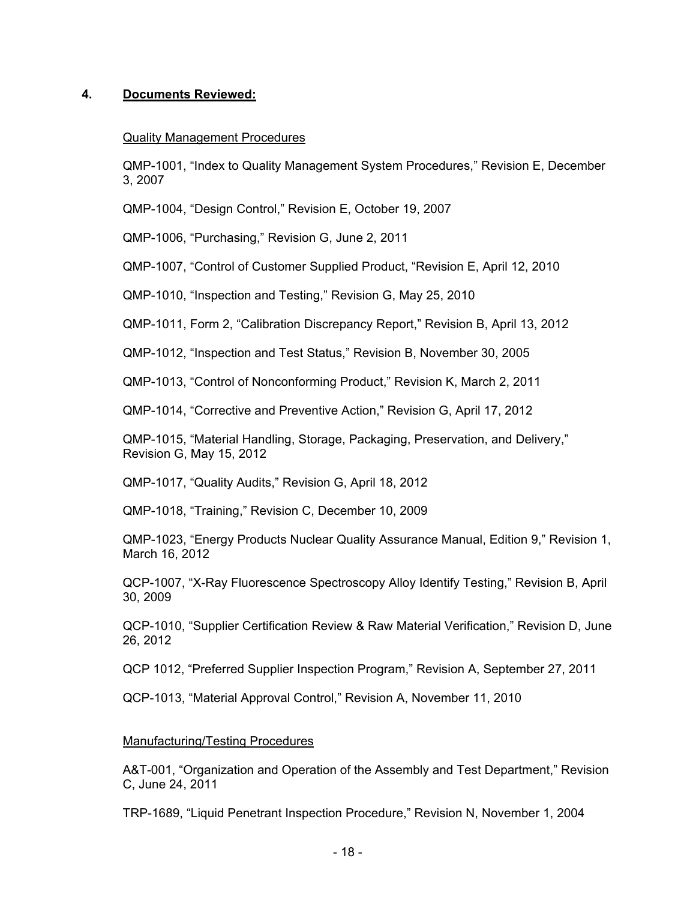## 4. **Documents Reviewed:**

Quality Management Procedures

QMP-1001, "Index to Quality Management System Procedures," Revision E, December 3, 2007

QMP-1004, "Design Control," Revision E, October 19, 2007

QMP-1006, "Purchasing," Revision G, June 2, 2011

QMP-1007, "Control of Customer Supplied Product, "Revision E, April 12, 2010

QMP-1010, "Inspection and Testing," Revision G, May 25, 2010

QMP-1011, Form 2, "Calibration Discrepancy Report," Revision B, April 13, 2012

QMP-1012, "Inspection and Test Status," Revision B, November 30, 2005

QMP-1013, "Control of Nonconforming Product," Revision K, March 2, 2011

QMP-1014, "Corrective and Preventive Action," Revision G, April 17, 2012

QMP-1015, "Material Handling, Storage, Packaging, Preservation, and Delivery," Revision G, May 15, 2012

QMP-1017, "Quality Audits," Revision G, April 18, 2012

QMP-1018, "Training," Revision C, December 10, 2009

QMP-1023, "Energy Products Nuclear Quality Assurance Manual, Edition 9," Revision 1, March 16, 2012

QCP-1007, "X-Ray Fluorescence Spectroscopy Alloy Identify Testing," Revision B, April 30, 2009

QCP-1010, "Supplier Certification Review & Raw Material Verification," Revision D, June 26, 2012

QCP 1012, "Preferred Supplier Inspection Program," Revision A, September 27, 2011

QCP-1013, "Material Approval Control," Revision A, November 11, 2010

Manufacturing/Testing Procedures

A&T-001, "Organization and Operation of the Assembly and Test Department," Revision C, June 24, 2011

TRP-1689, "Liquid Penetrant Inspection Procedure," Revision N, November 1, 2004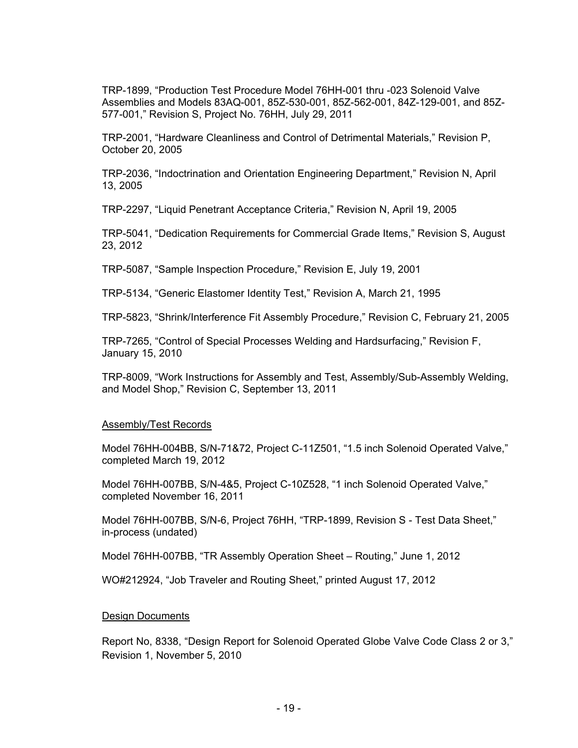TRP-1899, “Production Test Procedure Model 76HH-001 thru -023 Solenoid Valve Assemblies and Models 83AQ-001, 85Z-530-001, 85Z-562-001, 84Z-129-001, and 85Z-577-001,” Revision S, Project No. 76HH, July 29, 2011

TRP-2001, “Hardware Cleanliness and Control of Detrimental Materials,” Revision P, October 20, 2005

TRP-2036, “Indoctrination and Orientation Engineering Department,” Revision N, April 13, 2005

TRP-2297, “Liquid Penetrant Acceptance Criteria,” Revision N, April 19, 2005

TRP-5041, “Dedication Requirements for Commercial Grade Items,” Revision S, August 23, 2012

TRP-5087, “Sample Inspection Procedure,” Revision E, July 19, 2001

TRP-5134, “Generic Elastomer Identity Test,” Revision A, March 21, 1995

TRP-5823, “Shrink/Interference Fit Assembly Procedure,” Revision C, February 21, 2005

TRP-7265, “Control of Special Processes Welding and Hardsurfacing,” Revision F, January 15, 2010

TRP-8009, “Work Instructions for Assembly and Test, Assembly/Sub-Assembly Welding, and Model Shop,” Revision C, September 13, 2011

<u>Assembly/Test Records</u>

Model 76HH-004BB, S/N-71&72, Project C-11Z501, “1.5 inch Solenoid Operated Valve,” completed March 19, 2012

Model 76HH-007BB, S/N-4&5, Project C-10Z528, “1 inch Solenoid Operated Valve,” completed November 16, 2011

Model 76HH-007BB, S/N-6, Project 76HH, “TRP-1899, Revision S - Test Data Sheet,” in-process (undated)

Model 76HH-007BB, “TR Assembly Operation Sheet – Routing,” June 1, 2012

WO#212924, “Job Traveler and Routing Sheet,” printed August 17, 2012

<u>Design Documents</u>

Report No, 8338, “Design Report for Solenoid Operated Globe Valve Code Class 2 or 3,” Revision 1, November 5, 2010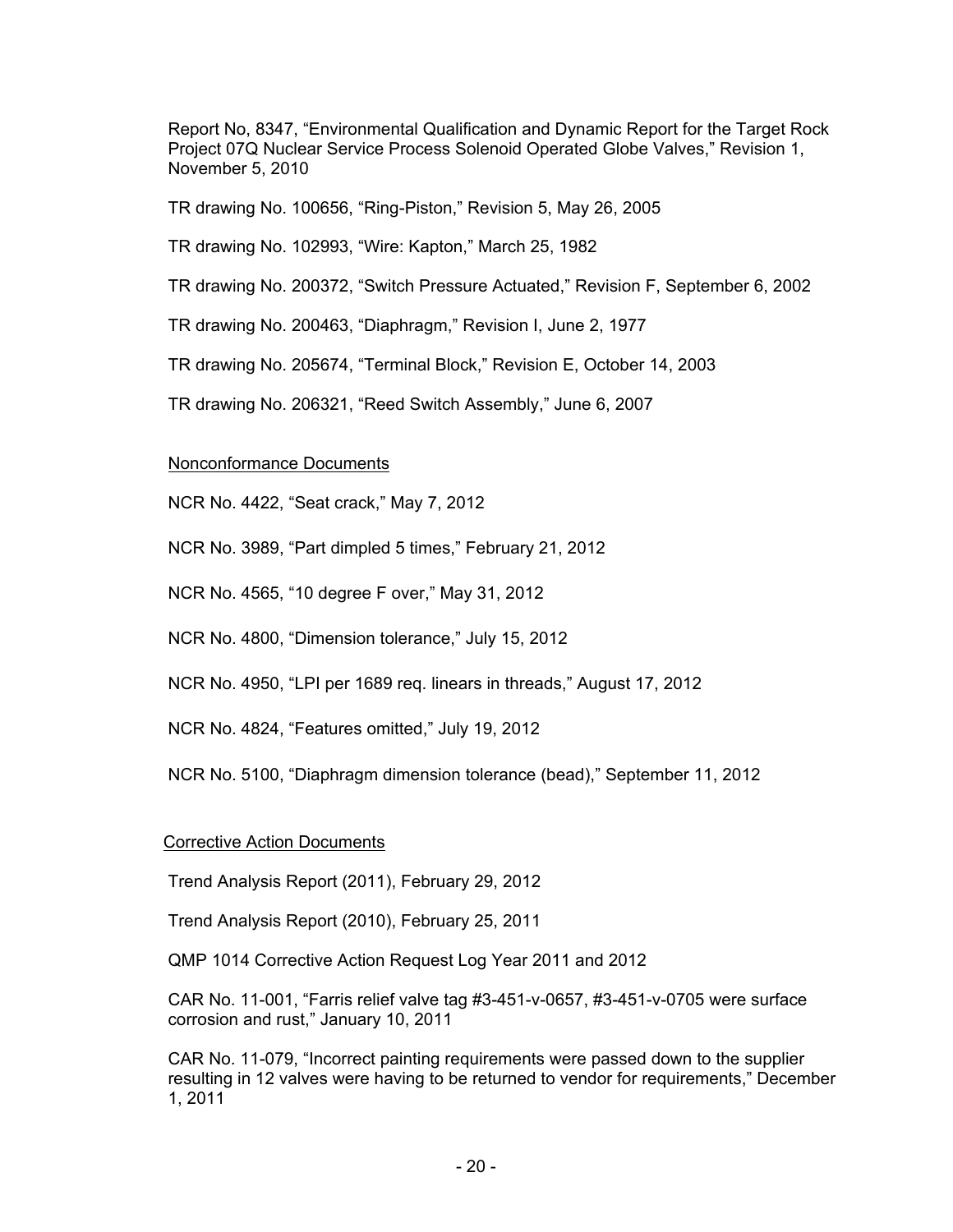Report No, 8347, "Environmental Qualification and Dynamic Report for the Target Rock Project 07Q Nuclear Service Process Solenoid Operated Globe Valves," Revision 1, November 5, 2010

TR drawing No. 100656, "Ring-Piston," Revision 5, May 26, 2005

TR drawing No. 102993, "Wire: Kapton," March 25, 1982

TR drawing No. 200372, "Switch Pressure Actuated," Revision F, September 6, 2002

TR drawing No. 200463, "Diaphragm," Revision I, June 2, 1977

TR drawing No. 205674, "Terminal Block," Revision E, October 14, 2003

TR drawing No. 206321, "Reed Switch Assembly," June 6, 2007

Nonconformance Documents

NCR No. 4422, "Seat crack," May 7, 2012

NCR No. 3989, "Part dimpled 5 times," February 21, 2012

NCR No. 4565, "10 degree F over," May 31, 2012

NCR No. 4800, "Dimension tolerance," July 15, 2012

NCR No. 4950, "LPI per 1689 req. linears in threads," August 17, 2012

NCR No. 4824, "Features omitted," July 19, 2012

NCR No. 5100, "Diaphragm dimension tolerance (bead)," September 11, 2012

Corrective Action Documents

Trend Analysis Report (2011), February 29, 2012

Trend Analysis Report (2010), February 25, 2011

QMP 1014 Corrective Action Request Log Year 2011 and 2012

CAR No. 11-001, "Farris relief valve tag #3-451-v-0657, #3-451-v-0705 were surface corrosion and rust," January 10, 2011

CAR No. 11-079, "Incorrect painting requirements were passed down to the supplier resulting in 12 valves were having to be returned to vendor for requirements," December 1, 2011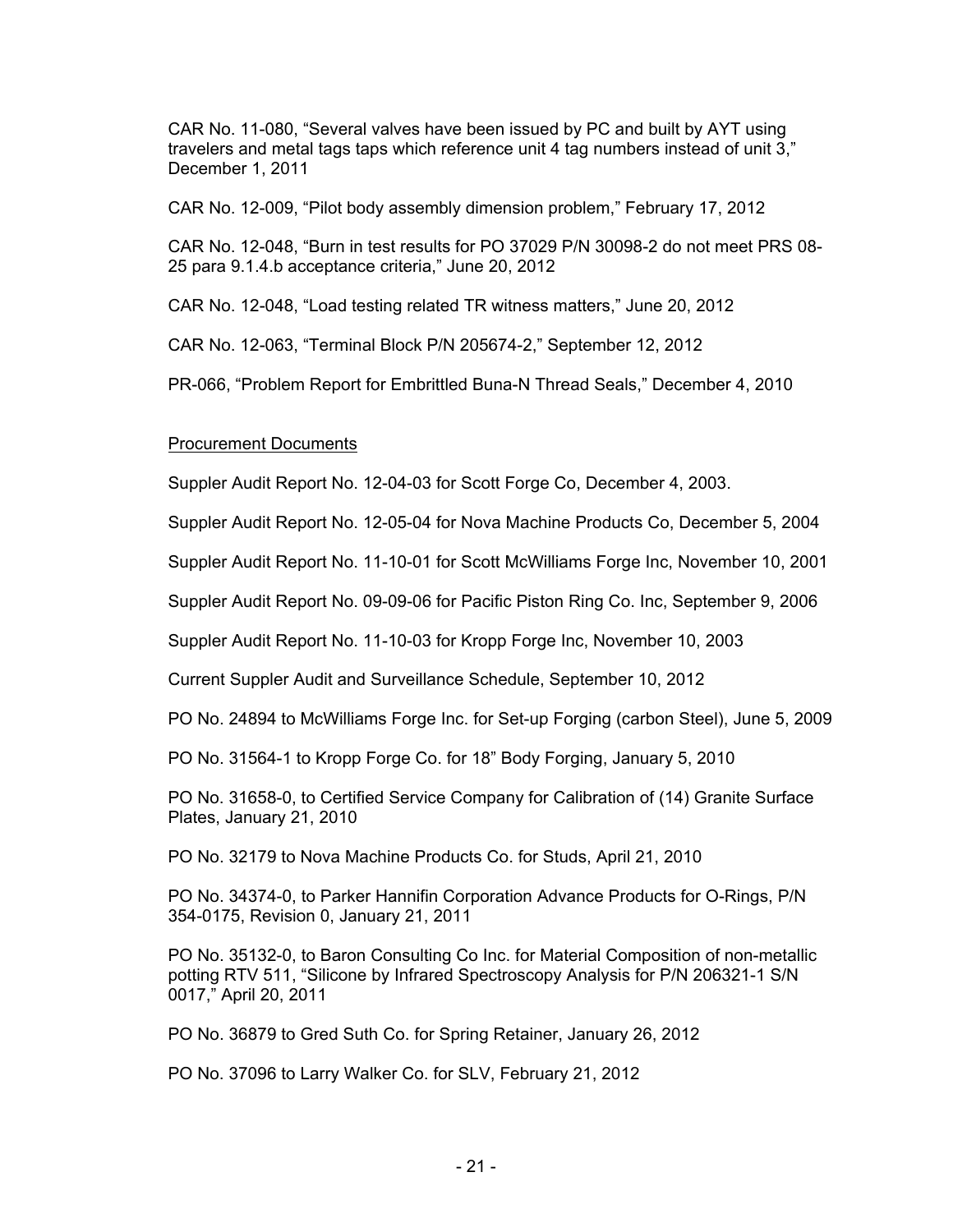CAR No. 11-080, "Several valves have been issued by PC and built by AYT using travelers and metal tags taps which reference unit 4 tag numbers instead of unit 3," December 1, 2011

CAR No. 12-009, "Pilot body assembly dimension problem," February 17, 2012

CAR No. 12-048, "Burn in test results for PO 37029 P/N 30098-2 do not meet PRS 08-25 para 9.1.4.b acceptance criteria," June 20, 2012

CAR No. 12-048, "Load testing related TR witness matters," June 20, 2012

CAR No. 12-063, "Terminal Block P/N 205674-2," September 12, 2012

PR-066, "Problem Report for Embrittled Buna-N Thread Seals," December 4, 2010

Procurement Documents

Suppler Audit Report No. 12-04-03 for Scott Forge Co, December 4, 2003.

Suppler Audit Report No. 12-05-04 for Nova Machine Products Co, December 5, 2004

Suppler Audit Report No. 11-10-01 for Scott McWilliams Forge Inc, November 10, 2001

Suppler Audit Report No. 09-09-06 for Pacific Piston Ring Co. Inc, September 9, 2006

Suppler Audit Report No. 11-10-03 for Kropp Forge Inc, November 10, 2003

Current Suppler Audit and Surveillance Schedule, September 10, 2012

PO No. 24894 to McWilliams Forge Inc. for Set-up Forging (carbon Steel), June 5, 2009

PO No. 31564-1 to Kropp Forge Co. for 18" Body Forging, January 5, 2010

PO No. 31658-0, to Certified Service Company for Calibration of (14) Granite Surface Plates, January 21, 2010

PO No. 32179 to Nova Machine Products Co. for Studs, April 21, 2010

PO No. 34374-0, to Parker Hannifin Corporation Advance Products for O-Rings, P/N 354-0175, Revision 0, January 21, 2011

PO No. 35132-0, to Baron Consulting Co Inc. for Material Composition of non-metallic potting RTV 511, "Silicone by Infrared Spectroscopy Analysis for P/N 206321-1 S/N 0017," April 20, 2011

PO No. 36879 to Gred Suth Co. for Spring Retainer, January 26, 2012

PO No. 37096 to Larry Walker Co. for SLV, February 21, 2012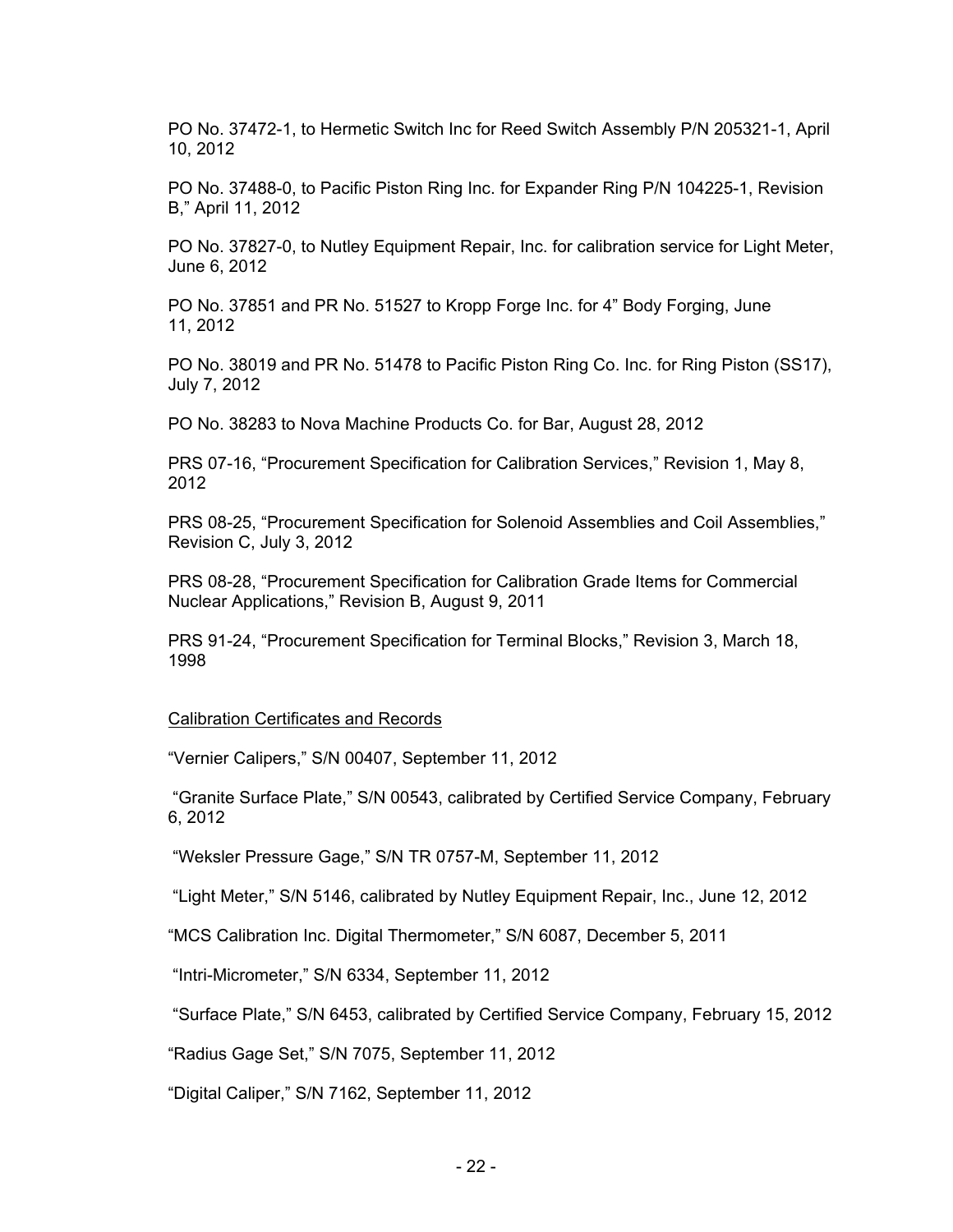PO No. 37472-1, to Hermetic Switch Inc for Reed Switch Assembly P/N 205321-1, April 10, 2012

PO No. 37488-0, to Pacific Piston Ring Inc. for Expander Ring P/N 104225-1, Revision B," April 11, 2012

PO No. 37827-0, to Nutley Equipment Repair, Inc. for calibration service for Light Meter, June 6, 2012

PO No. 37851 and PR No. 51527 to Kropp Forge Inc. for 4" Body Forging, June 11, 2012

PO No. 38019 and PR No. 51478 to Pacific Piston Ring Co. Inc. for Ring Piston (SS17), July 7, 2012

PO No. 38283 to Nova Machine Products Co. for Bar, August 28, 2012

PRS 07-16, "Procurement Specification for Calibration Services," Revision 1, May 8, 2012

PRS 08-25, "Procurement Specification for Solenoid Assemblies and Coil Assemblies," Revision C, July 3, 2012

PRS 08-28, "Procurement Specification for Calibration Grade Items for Commercial Nuclear Applications," Revision B, August 9, 2011

PRS 91-24, "Procurement Specification for Terminal Blocks," Revision 3, March 18, 1998

<u>Calibration Certificates and Records</u>

"Vernier Calipers," S/N 00407, September 11, 2012

"Granite Surface Plate," S/N 00543, calibrated by Certified Service Company, February 6, 2012

"Weksler Pressure Gage," S/N TR 0757-M, September 11, 2012

"Light Meter," S/N 5146, calibrated by Nutley Equipment Repair, Inc., June 12, 2012

"MCS Calibration Inc. Digital Thermometer," S/N 6087, December 5, 2011

"Intri-Micrometer," S/N 6334, September 11, 2012

"Surface Plate," S/N 6453, calibrated by Certified Service Company, February 15, 2012

"Radius Gage Set," S/N 7075, September 11, 2012

"Digital Caliper," S/N 7162, September 11, 2012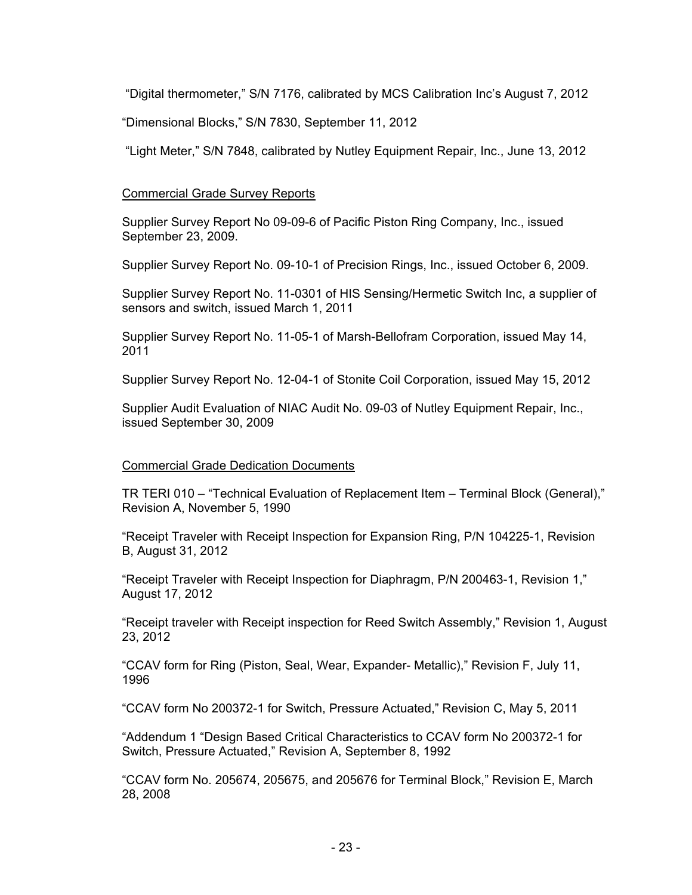"Digital thermometer," S/N 7176, calibrated by MCS Calibration Inc's August 7, 2012

"Dimensional Blocks," S/N 7830, September 11, 2012

"Light Meter," S/N 7848, calibrated by Nutley Equipment Repair, Inc., June 13, 2012

Commercial Grade Survey Reports

Supplier Survey Report No 09-09-6 of Pacific Piston Ring Company, Inc., issued September 23, 2009.

Supplier Survey Report No. 09-10-1 of Precision Rings, Inc., issued October 6, 2009.

Supplier Survey Report No. 11-0301 of HIS Sensing/Hermetic Switch Inc, a supplier of sensors and switch, issued March 1, 2011

Supplier Survey Report No. 11-05-1 of Marsh-Bellofram Corporation, issued May 14, 2011

Supplier Survey Report No. 12-04-1 of Stonite Coil Corporation, issued May 15, 2012

Supplier Audit Evaluation of NIAC Audit No. 09-03 of Nutley Equipment Repair, Inc., issued September 30, 2009

Commercial Grade Dedication Documents

TR TERI 010 – "Technical Evaluation of Replacement Item – Terminal Block (General)," Revision A, November 5, 1990

"Receipt Traveler with Receipt Inspection for Expansion Ring, P/N 104225-1, Revision B, August 31, 2012

"Receipt Traveler with Receipt Inspection for Diaphragm, P/N 200463-1, Revision 1," August 17, 2012

"Receipt traveler with Receipt inspection for Reed Switch Assembly," Revision 1, August 23, 2012

"CCAV form for Ring (Piston, Seal, Wear, Expander- Metallic)," Revision F, July 11, 1996

"CCAV form No 200372-1 for Switch, Pressure Actuated," Revision C, May 5, 2011

"Addendum 1 "Design Based Critical Characteristics to CCAV form No 200372-1 for Switch, Pressure Actuated," Revision A, September 8, 1992

"CCAV form No. 205674, 205675, and 205676 for Terminal Block," Revision E, March 28, 2008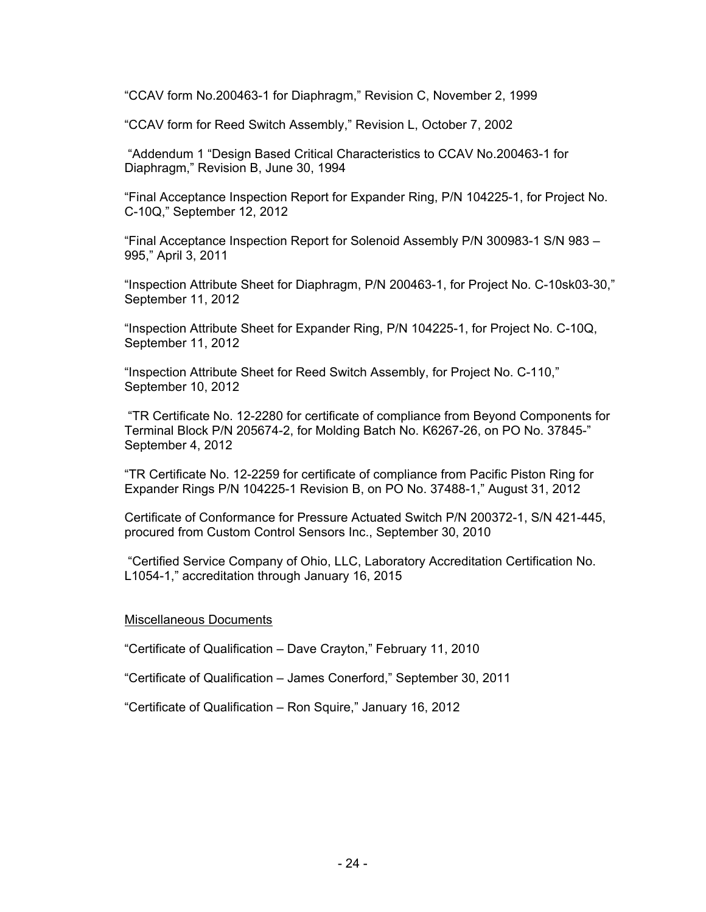"CCAV form No.200463-1 for Diaphragm," Revision C, November 2, 1999

"CCAV form for Reed Switch Assembly," Revision L, October 7, 2002

"Addendum 1 "Design Based Critical Characteristics to CCAV No.200463-1 for Diaphragm," Revision B, June 30, 1994

"Final Acceptance Inspection Report for Expander Ring, P/N 104225-1, for Project No. C-10Q," September 12, 2012

"Final Acceptance Inspection Report for Solenoid Assembly P/N 300983-1 S/N 983 – 995," April 3, 2011

"Inspection Attribute Sheet for Diaphragm, P/N 200463-1, for Project No. C-10sk03-30," September 11, 2012

"Inspection Attribute Sheet for Expander Ring, P/N 104225-1, for Project No. C-10Q, September 11, 2012

"Inspection Attribute Sheet for Reed Switch Assembly, for Project No. C-110," September 10, 2012

"TR Certificate No. 12-2280 for certificate of compliance from Beyond Components for Terminal Block P/N 205674-2, for Molding Batch No. K6267-26, on PO No. 37845-" September 4, 2012

"TR Certificate No. 12-2259 for certificate of compliance from Pacific Piston Ring for Expander Rings P/N 104225-1 Revision B, on PO No. 37488-1," August 31, 2012

Certificate of Conformance for Pressure Actuated Switch P/N 200372-1, S/N 421-445, procured from Custom Control Sensors Inc., September 30, 2010

"Certified Service Company of Ohio, LLC, Laboratory Accreditation Certification No. L1054-1," accreditation through January 16, 2015

Miscellaneous Documents

"Certificate of Qualification – Dave Crayton," February 11, 2010

"Certificate of Qualification – James Conerford," September 30, 2011

"Certificate of Qualification – Ron Squire," January 16, 2012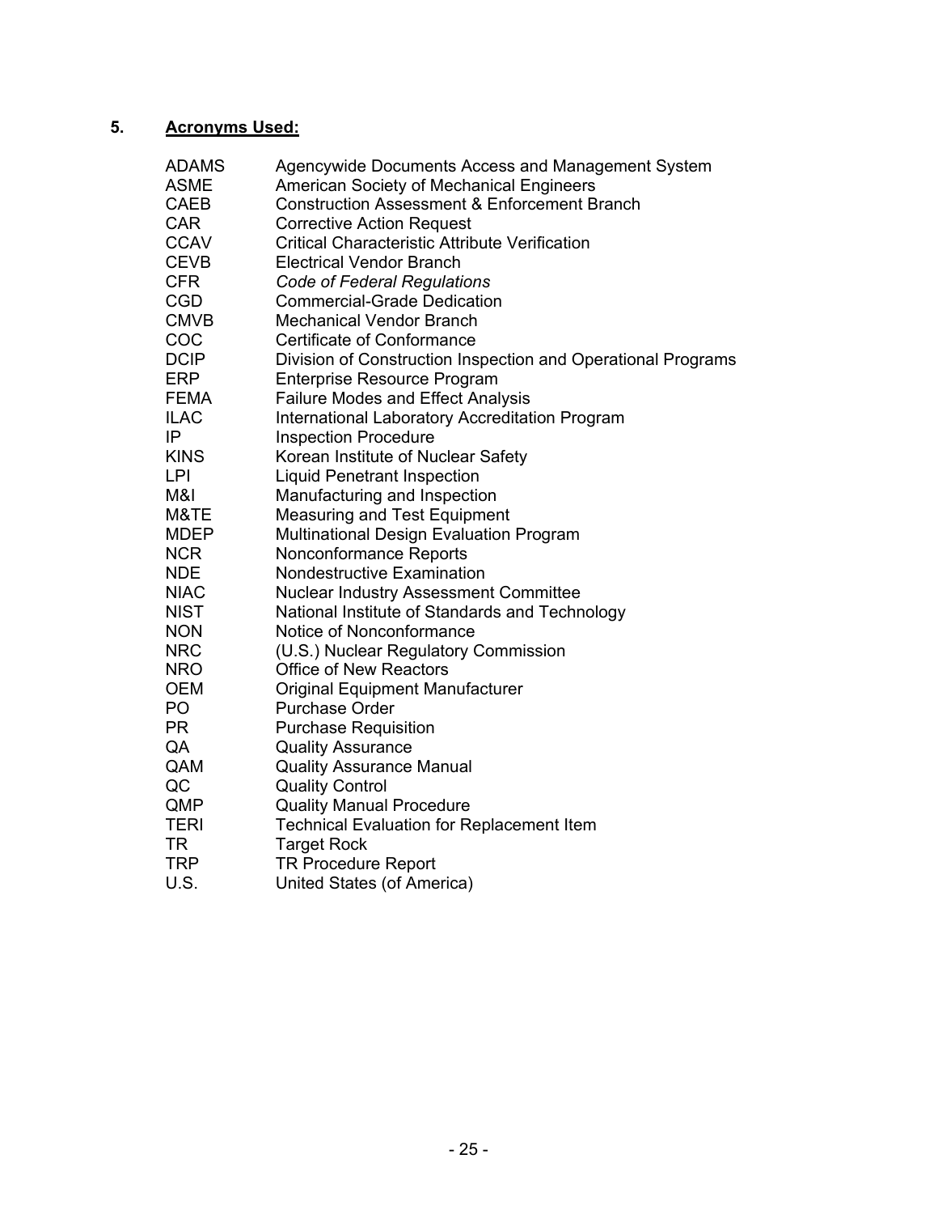## 5. Acronyms Used:

| | |
|---|---|
| ADAMS | Agencywide Documents Access and Management System |
| ASME | American Society of Mechanical Engineers |
| CAEB | Construction Assessment & Enforcement Branch |
| CAR | Corrective Action Request |
| CCAV | Critical Characteristic Attribute Verification |
| CEVB | Electrical Vendor Branch |
| CFR | *Code of Federal Regulations* |
| CGD | Commercial-Grade Dedication |
| CMVB | Mechanical Vendor Branch |
| COC | Certificate of Conformance |
| DCIP | Division of Construction Inspection and Operational Programs |
| ERP | Enterprise Resource Program |
| FEMA | Failure Modes and Effect Analysis |
| ILAC | International Laboratory Accreditation Program |
| IP | Inspection Procedure |
| KINS | Korean Institute of Nuclear Safety |
| LPI | Liquid Penetrant Inspection |
| M&I | Manufacturing and Inspection |
| M&TE | Measuring and Test Equipment |
| MDEP | Multinational Design Evaluation Program |
| NCR | Nonconformance Reports |
| NDE | Nondestructive Examination |
| NIAC | Nuclear Industry Assessment Committee |
| NIST | National Institute of Standards and Technology |
| NON | Notice of Nonconformance |
| NRC | (U.S.) Nuclear Regulatory Commission |
| NRO | Office of New Reactors |
| OEM | Original Equipment Manufacturer |
| PO | Purchase Order |
| PR | Purchase Requisition |
| QA | Quality Assurance |
| QAM | Quality Assurance Manual |
| QC | Quality Control |
| QMP | Quality Manual Procedure |
| TERI | Technical Evaluation for Replacement Item |
| TR | Target Rock |
| TRP | TR Procedure Report |
| U.S. | United States (of America) |